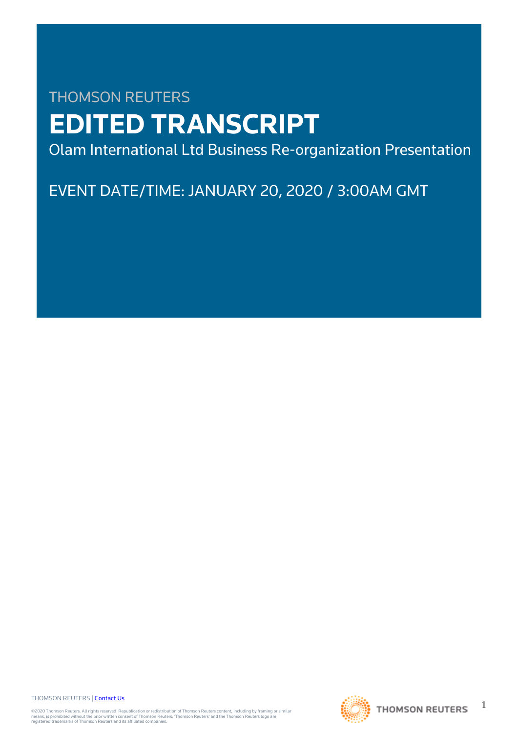THOMSON REUTERS

# EDITED TRANSCRIPT

Olam International Ltd Business Re-organization Presentation

EVENT DATE/TIME: JANUARY 20, 2020 / 3:00AM GMT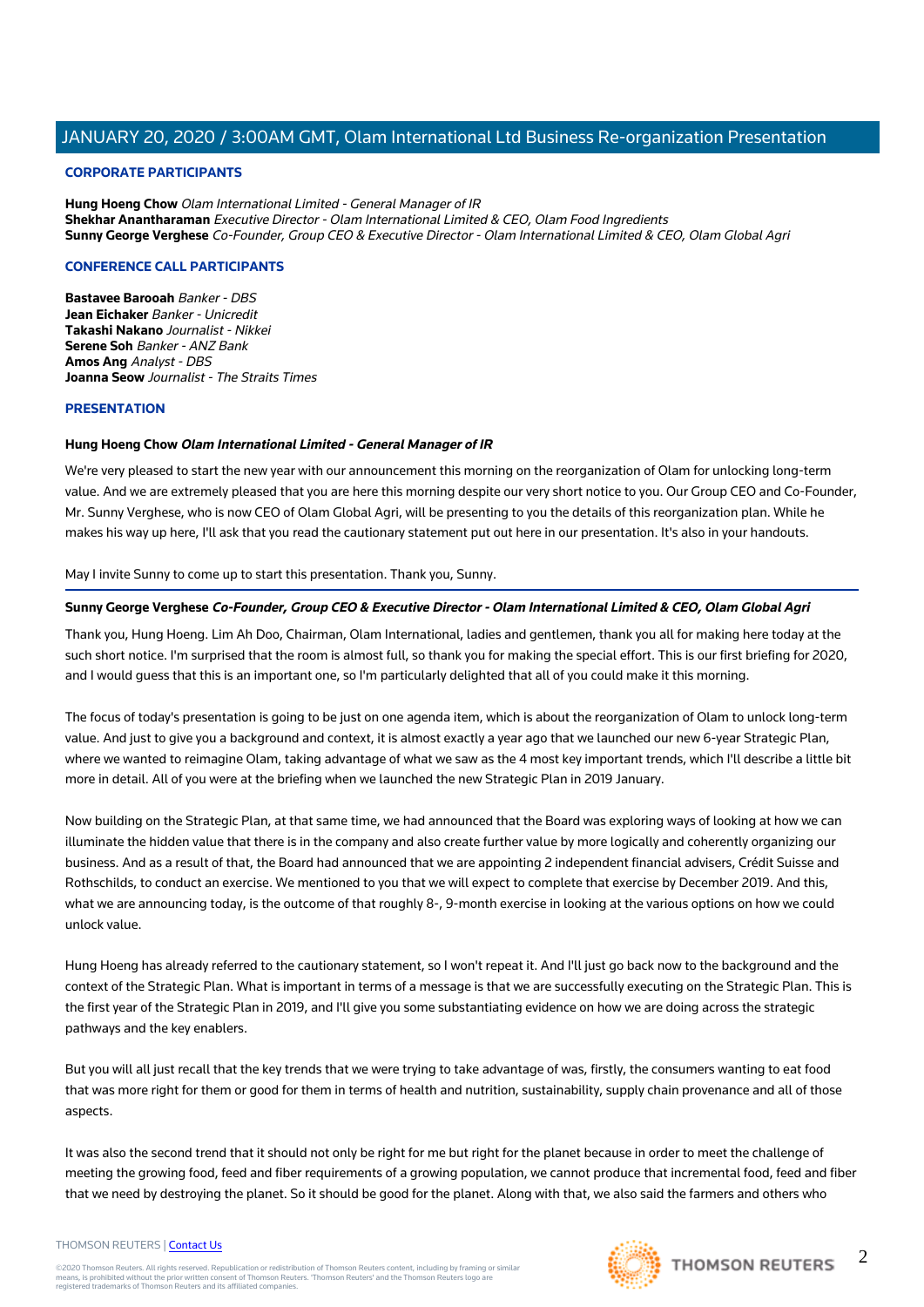## CORPORATE PARTICIPANTS

**Hung Hoeng Chow** *Olam International Limited - General Manager of IR*
**Shekhar Anantharaman** *Executive Director - Olam International Limited & CEO, Olam Food Ingredients*
**Sunny George Verghese** *Co-Founder, Group CEO & Executive Director - Olam International Limited & CEO, Olam Global Agri*

## CONFERENCE CALL PARTICIPANTS

**Bastavee Barooah** *Banker - DBS*
**Jean Eichaker** *Banker - Unicredit*
**Takashi Nakano** *Journalist - Nikkei*
**Serene Soh** *Banker - ANZ Bank*
**Amos Ang** *Analyst - DBS*
**Joanna Seow** *Journalist - The Straits Times*

## PRESENTATION

**Hung Hoeng Chow** ***Olam International Limited - General Manager of IR***

We're very pleased to start the new year with our announcement this morning on the reorganization of Olam for unlocking long-term value. And we are extremely pleased that you are here this morning despite our very short notice to you. Our Group CEO and Co-Founder, Mr. Sunny Verghese, who is now CEO of Olam Global Agri, will be presenting to you the details of this reorganization plan. While he makes his way up here, I'll ask that you read the cautionary statement put out here in our presentation. It's also in your handouts.

May I invite Sunny to come up to start this presentation. Thank you, Sunny.

**Sunny George Verghese** ***Co-Founder, Group CEO & Executive Director - Olam International Limited & CEO, Olam Global Agri***

Thank you, Hung Hoeng. Lim Ah Doo, Chairman, Olam International, ladies and gentlemen, thank you all for making here today at the such short notice. I'm surprised that the room is almost full, so thank you for making the special effort. This is our first briefing for 2020, and I would guess that this is an important one, so I'm particularly delighted that all of you could make it this morning.

The focus of today's presentation is going to be just on one agenda item, which is about the reorganization of Olam to unlock long-term value. And just to give you a background and context, it is almost exactly a year ago that we launched our new 6-year Strategic Plan, where we wanted to reimagine Olam, taking advantage of what we saw as the 4 most key important trends, which I'll describe a little bit more in detail. All of you were at the briefing when we launched the new Strategic Plan in 2019 January.

Now building on the Strategic Plan, at that same time, we had announced that the Board was exploring ways of looking at how we can illuminate the hidden value that there is in the company and also create further value by more logically and coherently organizing our business. And as a result of that, the Board had announced that we are appointing 2 independent financial advisers, Crédit Suisse and Rothschilds, to conduct an exercise. We mentioned to you that we will expect to complete that exercise by December 2019. And this, what we are announcing today, is the outcome of that roughly 8-, 9-month exercise in looking at the various options on how we could unlock value.

Hung Hoeng has already referred to the cautionary statement, so I won't repeat it. And I'll just go back now to the background and the context of the Strategic Plan. What is important in terms of a message is that we are successfully executing on the Strategic Plan. This is the first year of the Strategic Plan in 2019, and I'll give you some substantiating evidence on how we are doing across the strategic pathways and the key enablers.

But you will all just recall that the key trends that we were trying to take advantage of was, firstly, the consumers wanting to eat food that was more right for them or good for them in terms of health and nutrition, sustainability, supply chain provenance and all of those aspects.

It was also the second trend that it should not only be right for me but right for the planet because in order to meet the challenge of meeting the growing food, feed and fiber requirements of a growing population, we cannot produce that incremental food, feed and fiber that we need by destroying the planet. So it should be good for the planet. Along with that, we also said the farmers and others who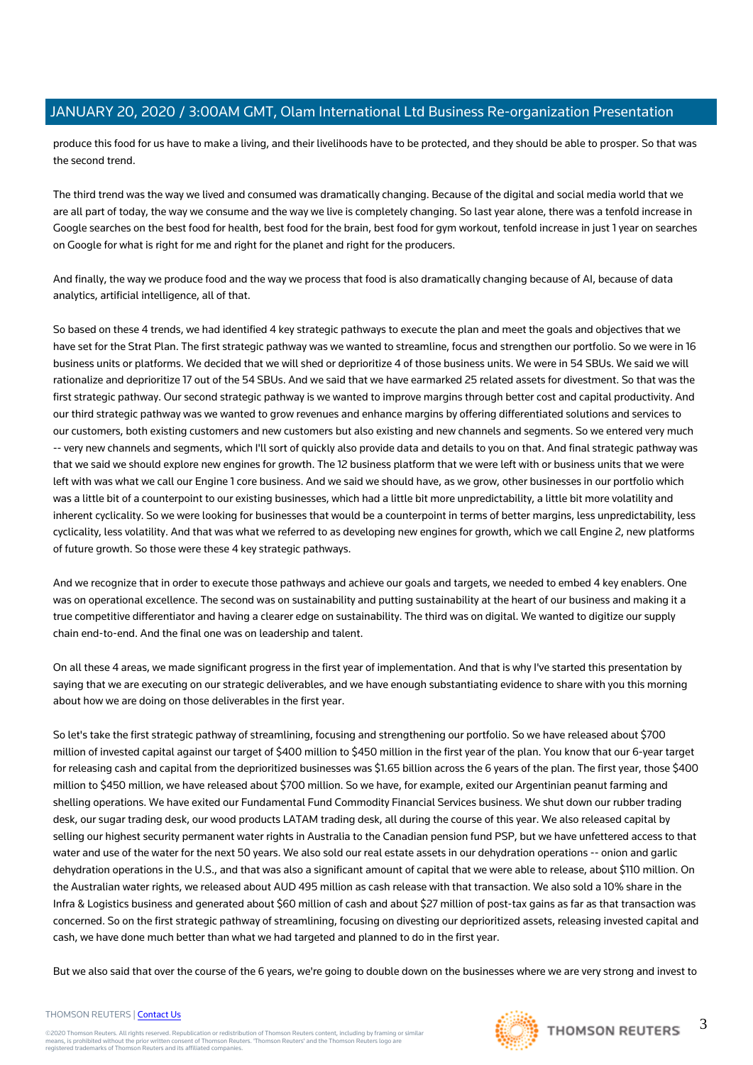produce this food for us have to make a living, and their livelihoods have to be protected, and they should be able to prosper. So that was the second trend.

The third trend was the way we lived and consumed was dramatically changing. Because of the digital and social media world that we are all part of today, the way we consume and the way we live is completely changing. So last year alone, there was a tenfold increase in Google searches on the best food for health, best food for the brain, best food for gym workout, tenfold increase in just 1 year on searches on Google for what is right for me and right for the planet and right for the producers.

And finally, the way we produce food and the way we process that food is also dramatically changing because of AI, because of data analytics, artificial intelligence, all of that.

So based on these 4 trends, we had identified 4 key strategic pathways to execute the plan and meet the goals and objectives that we have set for the Strat Plan. The first strategic pathway was we wanted to streamline, focus and strengthen our portfolio. So we were in 16 business units or platforms. We decided that we will shed or deprioritize 4 of those business units. We were in 54 SBUs. We said we will rationalize and deprioritize 17 out of the 54 SBUs. And we said that we have earmarked 25 related assets for divestment. So that was the first strategic pathway. Our second strategic pathway is we wanted to improve margins through better cost and capital productivity. And our third strategic pathway was we wanted to grow revenues and enhance margins by offering differentiated solutions and services to our customers, both existing customers and new customers but also existing and new channels and segments. So we entered very much -- very new channels and segments, which I'll sort of quickly also provide data and details to you on that. And final strategic pathway was that we said we should explore new engines for growth. The 12 business platform that we were left with or business units that we were left with was what we call our Engine 1 core business. And we said that we should have, as we grow, other businesses in our portfolio which was a little bit of a counterpoint to our existing businesses, which had a little bit more unpredictability, a little bit more volatility and inherent cyclicality. So we were looking for businesses that would be a counterpoint in terms of better margins, less unpredictability, less cyclicality, less volatility. And that was what we referred to as developing new engines for growth, which we call Engine 2, new platforms of future growth. So those were these 4 key strategic pathways.

And we recognize that in order to execute those pathways and achieve our goals and targets, we needed to embed 4 key enablers. One was on operational excellence. The second was on sustainability and putting sustainability at the heart of our business and making it a true competitive differentiator and having a clearer edge on sustainability. The third was on digital. We wanted to digitize our supply chain end-to-end. And the final one was on leadership and talent.

On all these 4 areas, we made significant progress in the first year of implementation. And that is why I've started this presentation by saying that we are executing on our strategic deliverables, and we have enough substantiating evidence to share with you this morning about how we are doing on those deliverables in the first year.

So let's take the first strategic pathway of streamlining, focusing and strengthening our portfolio. So we have released about $700 million of invested capital against our target of $400 million to $450 million in the first year of the plan. You know that our 6-year target for releasing cash and capital from the deprioritized businesses was $1.65 billion across the 6 years of the plan. The first year, those $400 million to $450 million, we have released about $700 million. So we have, for example, exited our Argentinian peanut farming and shelling operations. We have exited our Fundamental Fund Commodity Financial Services business. We shut down our rubber trading desk, our sugar trading desk, our wood products LATAM trading desk, all during the course of this year. We also released capital by selling our highest security permanent water rights in Australia to the Canadian pension fund PSP, but we have unfettered access to that water and use of the water for the next 50 years. We also sold our real estate assets in our dehydration operations -- onion and garlic dehydration operations in the U.S., and that was also a significant amount of capital that we were able to release, about $110 million. On the Australian water rights, we released about AUD 495 million as cash release with that transaction. We also sold a 10% share in the Infra & Logistics business and generated about $60 million of cash and about $27 million of post-tax gains as far as that transaction was concerned. So on the first strategic pathway of streamlining, focusing on divesting our deprioritized assets, releasing invested capital and cash, we have done much better than what we had targeted and planned to do in the first year.

But we also said that over the course of the 6 years, we're going to double down on the businesses where we are very strong and invest to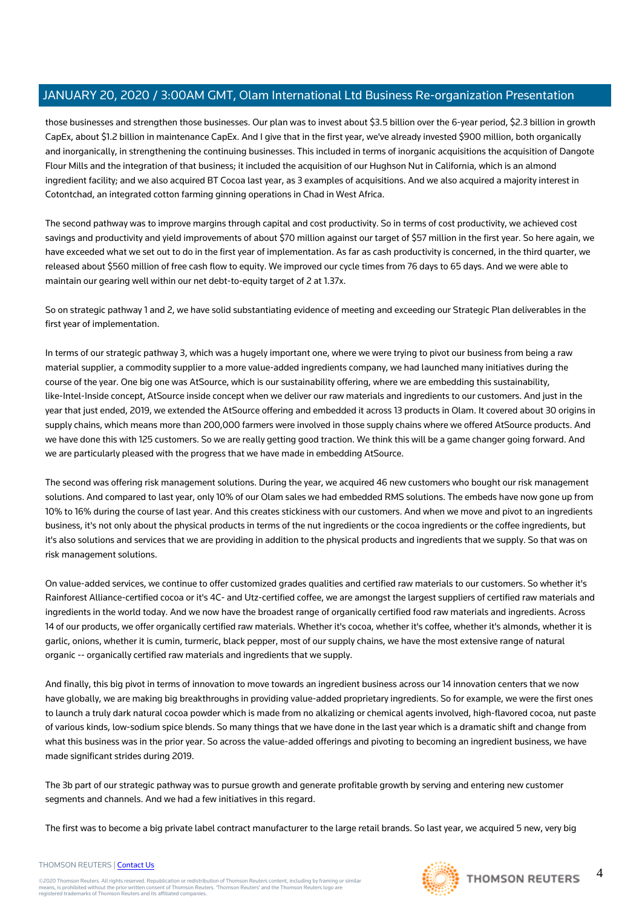those businesses and strengthen those businesses. Our plan was to invest about $3.5 billion over the 6-year period, $2.3 billion in growth CapEx, about $1.2 billion in maintenance CapEx. And I give that in the first year, we've already invested $900 million, both organically and inorganically, in strengthening the continuing businesses. This included in terms of inorganic acquisitions the acquisition of Dangote Flour Mills and the integration of that business; it included the acquisition of our Hughson Nut in California, which is an almond ingredient facility; and we also acquired BT Cocoa last year, as 3 examples of acquisitions. And we also acquired a majority interest in Cotontchad, an integrated cotton farming ginning operations in Chad in West Africa.

The second pathway was to improve margins through capital and cost productivity. So in terms of cost productivity, we achieved cost savings and productivity and yield improvements of about $70 million against our target of $57 million in the first year. So here again, we have exceeded what we set out to do in the first year of implementation. As far as cash productivity is concerned, in the third quarter, we released about $560 million of free cash flow to equity. We improved our cycle times from 76 days to 65 days. And we were able to maintain our gearing well within our net debt-to-equity target of 2 at 1.37x.

So on strategic pathway 1 and 2, we have solid substantiating evidence of meeting and exceeding our Strategic Plan deliverables in the first year of implementation.

In terms of our strategic pathway 3, which was a hugely important one, where we were trying to pivot our business from being a raw material supplier, a commodity supplier to a more value-added ingredients company, we had launched many initiatives during the course of the year. One big one was AtSource, which is our sustainability offering, where we are embedding this sustainability, like-Intel-Inside concept, AtSource inside concept when we deliver our raw materials and ingredients to our customers. And just in the year that just ended, 2019, we extended the AtSource offering and embedded it across 13 products in Olam. It covered about 30 origins in supply chains, which means more than 200,000 farmers were involved in those supply chains where we offered AtSource products. And we have done this with 125 customers. So we are really getting good traction. We think this will be a game changer going forward. And we are particularly pleased with the progress that we have made in embedding AtSource.

The second was offering risk management solutions. During the year, we acquired 46 new customers who bought our risk management solutions. And compared to last year, only 10% of our Olam sales we had embedded RMS solutions. The embeds have now gone up from 10% to 16% during the course of last year. And this creates stickiness with our customers. And when we move and pivot to an ingredients business, it's not only about the physical products in terms of the nut ingredients or the cocoa ingredients or the coffee ingredients, but it's also solutions and services that we are providing in addition to the physical products and ingredients that we supply. So that was on risk management solutions.

On value-added services, we continue to offer customized grades qualities and certified raw materials to our customers. So whether it's Rainforest Alliance-certified cocoa or it's 4C- and Utz-certified coffee, we are amongst the largest suppliers of certified raw materials and ingredients in the world today. And we now have the broadest range of organically certified food raw materials and ingredients. Across 14 of our products, we offer organically certified raw materials. Whether it's cocoa, whether it's coffee, whether it's almonds, whether it is garlic, onions, whether it is cumin, turmeric, black pepper, most of our supply chains, we have the most extensive range of natural organic -- organically certified raw materials and ingredients that we supply.

And finally, this big pivot in terms of innovation to move towards an ingredient business across our 14 innovation centers that we now have globally, we are making big breakthroughs in providing value-added proprietary ingredients. So for example, we were the first ones to launch a truly dark natural cocoa powder which is made from no alkalizing or chemical agents involved, high-flavored cocoa, nut paste of various kinds, low-sodium spice blends. So many things that we have done in the last year which is a dramatic shift and change from what this business was in the prior year. So across the value-added offerings and pivoting to becoming an ingredient business, we have made significant strides during 2019.

The 3b part of our strategic pathway was to pursue growth and generate profitable growth by serving and entering new customer segments and channels. And we had a few initiatives in this regard.

The first was to become a big private label contract manufacturer to the large retail brands. So last year, we acquired 5 new, very big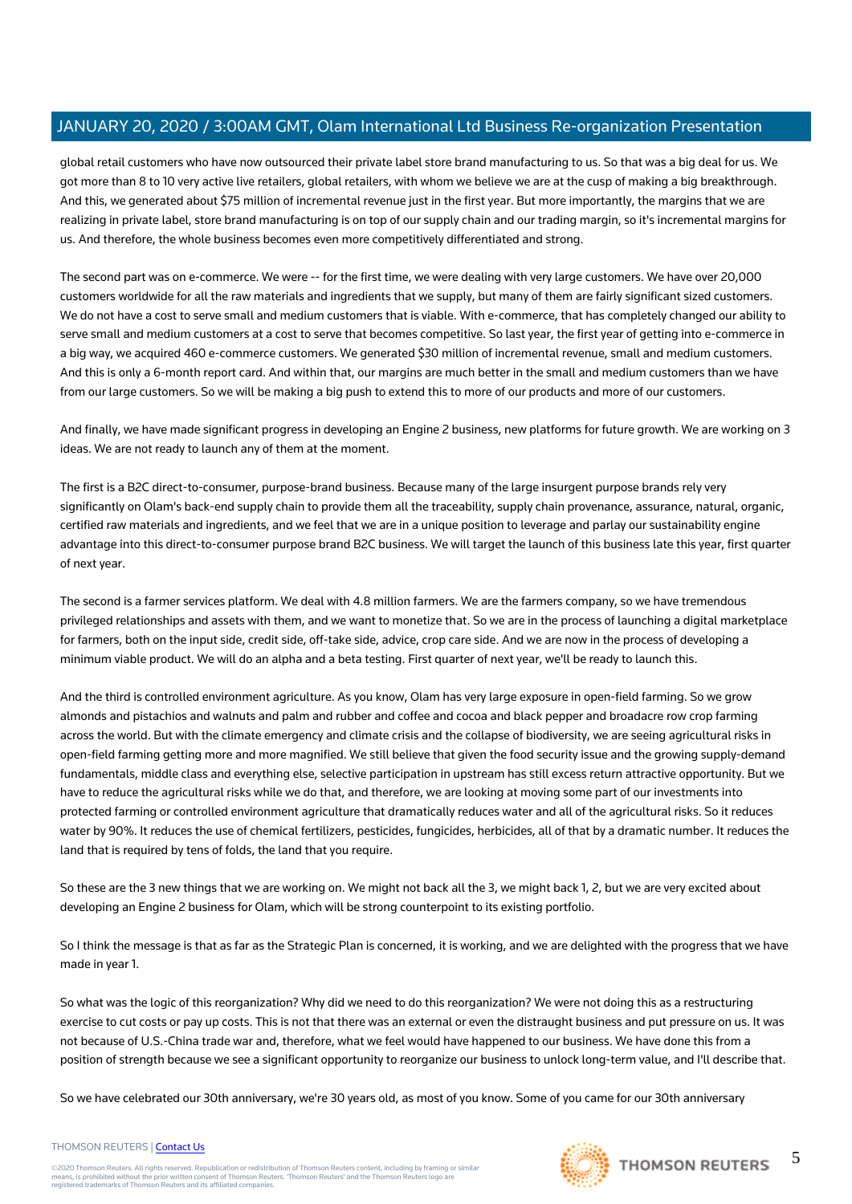global retail customers who have now outsourced their private label store brand manufacturing to us. So that was a big deal for us. We got more than 8 to 10 very active live retailers, global retailers, with whom we believe we are at the cusp of making a big breakthrough. And this, we generated about $75 million of incremental revenue just in the first year. But more importantly, the margins that we are realizing in private label, store brand manufacturing is on top of our supply chain and our trading margin, so it's incremental margins for us. And therefore, the whole business becomes even more competitively differentiated and strong.

The second part was on e-commerce. We were -- for the first time, we were dealing with very large customers. We have over 20,000 customers worldwide for all the raw materials and ingredients that we supply, but many of them are fairly significant sized customers. We do not have a cost to serve small and medium customers that is viable. With e-commerce, that has completely changed our ability to serve small and medium customers at a cost to serve that becomes competitive. So last year, the first year of getting into e-commerce in a big way, we acquired 460 e-commerce customers. We generated $30 million of incremental revenue, small and medium customers. And this is only a 6-month report card. And within that, our margins are much better in the small and medium customers than we have from our large customers. So we will be making a big push to extend this to more of our products and more of our customers.

And finally, we have made significant progress in developing an Engine 2 business, new platforms for future growth. We are working on 3 ideas. We are not ready to launch any of them at the moment.

The first is a B2C direct-to-consumer, purpose-brand business. Because many of the large insurgent purpose brands rely very significantly on Olam's back-end supply chain to provide them all the traceability, supply chain provenance, assurance, natural, organic, certified raw materials and ingredients, and we feel that we are in a unique position to leverage and parlay our sustainability engine advantage into this direct-to-consumer purpose brand B2C business. We will target the launch of this business late this year, first quarter of next year.

The second is a farmer services platform. We deal with 4.8 million farmers. We are the farmers company, so we have tremendous privileged relationships and assets with them, and we want to monetize that. So we are in the process of launching a digital marketplace for farmers, both on the input side, credit side, off-take side, advice, crop care side. And we are now in the process of developing a minimum viable product. We will do an alpha and a beta testing. First quarter of next year, we'll be ready to launch this.

And the third is controlled environment agriculture. As you know, Olam has very large exposure in open-field farming. So we grow almonds and pistachios and walnuts and palm and rubber and coffee and cocoa and black pepper and broadacre row crop farming across the world. But with the climate emergency and climate crisis and the collapse of biodiversity, we are seeing agricultural risks in open-field farming getting more and more magnified. We still believe that given the food security issue and the growing supply-demand fundamentals, middle class and everything else, selective participation in upstream has still excess return attractive opportunity. But we have to reduce the agricultural risks while we do that, and therefore, we are looking at moving some part of our investments into protected farming or controlled environment agriculture that dramatically reduces water and all of the agricultural risks. So it reduces water by 90%. It reduces the use of chemical fertilizers, pesticides, fungicides, herbicides, all of that by a dramatic number. It reduces the land that is required by tens of folds, the land that you require.

So these are the 3 new things that we are working on. We might not back all the 3, we might back 1, 2, but we are very excited about developing an Engine 2 business for Olam, which will be strong counterpoint to its existing portfolio.

So I think the message is that as far as the Strategic Plan is concerned, it is working, and we are delighted with the progress that we have made in year 1.

So what was the logic of this reorganization? Why did we need to do this reorganization? We were not doing this as a restructuring exercise to cut costs or pay up costs. This is not that there was an external or even the distraught business and put pressure on us. It was not because of U.S.-China trade war and, therefore, what we feel would have happened to our business. We have done this from a position of strength because we see a significant opportunity to reorganize our business to unlock long-term value, and I'll describe that.

So we have celebrated our 30th anniversary, we're 30 years old, as most of you know. Some of you came for our 30th anniversary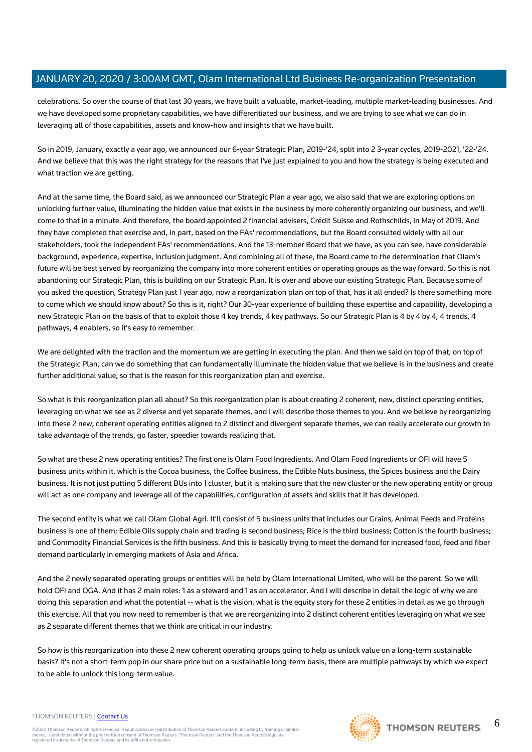celebrations. So over the course of that last 30 years, we have built a valuable, market-leading, multiple market-leading businesses. And we have developed some proprietary capabilities, we have differentiated our business, and we are trying to see what we can do in leveraging all of those capabilities, assets and know-how and insights that we have built.

So in 2019, January, exactly a year ago, we announced our 6-year Strategic Plan, 2019-'24, split into 2 3-year cycles, 2019-2021, '22-'24. And we believe that this was the right strategy for the reasons that I've just explained to you and how the strategy is being executed and what traction we are getting.

And at the same time, the Board said, as we announced our Strategic Plan a year ago, we also said that we are exploring options on unlocking further value, illuminating the hidden value that exists in the business by more coherently organizing our business, and we'll come to that in a minute. And therefore, the board appointed 2 financial advisers, Crédit Suisse and Rothschilds, in May of 2019. And they have completed that exercise and, in part, based on the FAs' recommendations, but the Board consulted widely with all our stakeholders, took the independent FAs' recommendations. And the 13-member Board that we have, as you can see, have considerable background, experience, expertise, inclusion judgment. And combining all of these, the Board came to the determination that Olam's future will be best served by reorganizing the company into more coherent entities or operating groups as the way forward. So this is not abandoning our Strategic Plan, this is building on our Strategic Plan. It is over and above our existing Strategic Plan. Because some of you asked the question, Strategy Plan just 1 year ago, now a reorganization plan on top of that, has it all ended? Is there something more to come which we should know about? So this is it, right? Our 30-year experience of building these expertise and capability, developing a new Strategic Plan on the basis of that to exploit those 4 key trends, 4 key pathways. So our Strategic Plan is 4 by 4 by 4, 4 trends, 4 pathways, 4 enablers, so it's easy to remember.

We are delighted with the traction and the momentum we are getting in executing the plan. And then we said on top of that, on top of the Strategic Plan, can we do something that can fundamentally illuminate the hidden value that we believe is in the business and create further additional value, so that is the reason for this reorganization plan and exercise.

So what is this reorganization plan all about? So this reorganization plan is about creating 2 coherent, new, distinct operating entities, leveraging on what we see as 2 diverse and yet separate themes, and I will describe those themes to you. And we believe by reorganizing into these 2 new, coherent operating entities aligned to 2 distinct and divergent separate themes, we can really accelerate our growth to take advantage of the trends, go faster, speedier towards realizing that.

So what are these 2 new operating entities? The first one is Olam Food Ingredients. And Olam Food Ingredients or OFI will have 5 business units within it, which is the Cocoa business, the Coffee business, the Edible Nuts business, the Spices business and the Dairy business. It is not just putting 5 different BUs into 1 cluster, but it is making sure that the new cluster or the new operating entity or group will act as one company and leverage all of the capabilities, configuration of assets and skills that it has developed.

The second entity is what we call Olam Global Agri. It'll consist of 5 business units that includes our Grains, Animal Feeds and Proteins business is one of them; Edible Oils supply chain and trading is second business; Rice is the third business; Cotton is the fourth business; and Commodity Financial Services is the fifth business. And this is basically trying to meet the demand for increased food, feed and fiber demand particularly in emerging markets of Asia and Africa.

And the 2 newly separated operating groups or entities will be held by Olam International Limited, who will be the parent. So we will hold OFI and OGA. And it has 2 main roles: 1 as a steward and 1 as an accelerator. And I will describe in detail the logic of why we are doing this separation and what the potential -- what is the vision, what is the equity story for these 2 entities in detail as we go through this exercise. All that you now need to remember is that we are reorganizing into 2 distinct coherent entities leveraging on what we see as 2 separate different themes that we think are critical in our industry.

So how is this reorganization into these 2 new coherent operating groups going to help us unlock value on a long-term sustainable basis? It's not a short-term pop in our share price but on a sustainable long-term basis, there are multiple pathways by which we expect to be able to unlock this long-term value.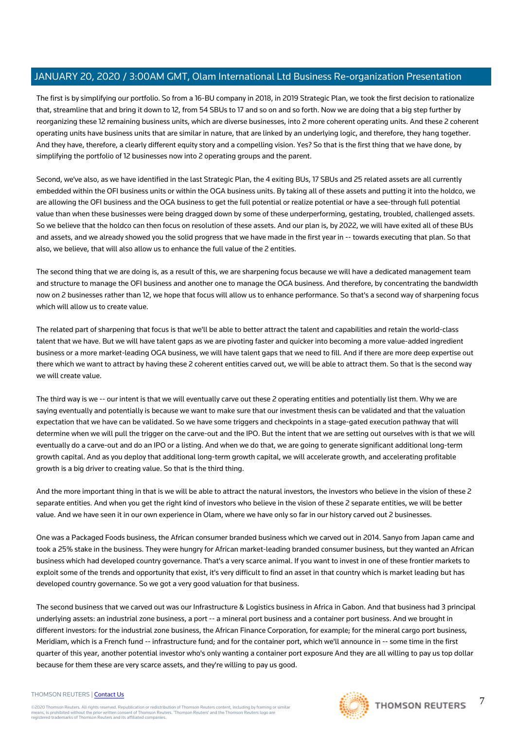The first is by simplifying our portfolio. So from a 16-BU company in 2018, in 2019 Strategic Plan, we took the first decision to rationalize that, streamline that and bring it down to 12, from 54 SBUs to 17 and so on and so forth. Now we are doing that a big step further by reorganizing these 12 remaining business units, which are diverse businesses, into 2 more coherent operating units. And these 2 coherent operating units have business units that are similar in nature, that are linked by an underlying logic, and therefore, they hang together. And they have, therefore, a clearly different equity story and a compelling vision. Yes? So that is the first thing that we have done, by simplifying the portfolio of 12 businesses now into 2 operating groups and the parent.

Second, we've also, as we have identified in the last Strategic Plan, the 4 exiting BUs, 17 SBUs and 25 related assets are all currently embedded within the OFI business units or within the OGA business units. By taking all of these assets and putting it into the holdco, we are allowing the OFI business and the OGA business to get the full potential or realize potential or have a see-through full potential value than when these businesses were being dragged down by some of these underperforming, gestating, troubled, challenged assets. So we believe that the holdco can then focus on resolution of these assets. And our plan is, by 2022, we will have exited all of these BUs and assets, and we already showed you the solid progress that we have made in the first year in -- towards executing that plan. So that also, we believe, that will also allow us to enhance the full value of the 2 entities.

The second thing that we are doing is, as a result of this, we are sharpening focus because we will have a dedicated management team and structure to manage the OFI business and another one to manage the OGA business. And therefore, by concentrating the bandwidth now on 2 businesses rather than 12, we hope that focus will allow us to enhance performance. So that's a second way of sharpening focus which will allow us to create value.

The related part of sharpening that focus is that we'll be able to better attract the talent and capabilities and retain the world-class talent that we have. But we will have talent gaps as we are pivoting faster and quicker into becoming a more value-added ingredient business or a more market-leading OGA business, we will have talent gaps that we need to fill. And if there are more deep expertise out there which we want to attract by having these 2 coherent entities carved out, we will be able to attract them. So that is the second way we will create value.

The third way is we -- our intent is that we will eventually carve out these 2 operating entities and potentially list them. Why we are saying eventually and potentially is because we want to make sure that our investment thesis can be validated and that the valuation expectation that we have can be validated. So we have some triggers and checkpoints in a stage-gated execution pathway that will determine when we will pull the trigger on the carve-out and the IPO. But the intent that we are setting out ourselves with is that we will eventually do a carve-out and do an IPO or a listing. And when we do that, we are going to generate significant additional long-term growth capital. And as you deploy that additional long-term growth capital, we will accelerate growth, and accelerating profitable growth is a big driver to creating value. So that is the third thing.

And the more important thing in that is we will be able to attract the natural investors, the investors who believe in the vision of these 2 separate entities. And when you get the right kind of investors who believe in the vision of these 2 separate entities, we will be better value. And we have seen it in our own experience in Olam, where we have only so far in our history carved out 2 businesses.

One was a Packaged Foods business, the African consumer branded business which we carved out in 2014. Sanyo from Japan came and took a 25% stake in the business. They were hungry for African market-leading branded consumer business, but they wanted an African business which had developed country governance. That's a very scarce animal. If you want to invest in one of these frontier markets to exploit some of the trends and opportunity that exist, it's very difficult to find an asset in that country which is market leading but has developed country governance. So we got a very good valuation for that business.

The second business that we carved out was our Infrastructure & Logistics business in Africa in Gabon. And that business had 3 principal underlying assets: an industrial zone business, a port -- a mineral port business and a container port business. And we brought in different investors: for the industrial zone business, the African Finance Corporation, for example; for the mineral cargo port business, Meridiam, which is a French fund -- infrastructure fund; and for the container port, which we'll announce in -- some time in the first quarter of this year, another potential investor who's only wanting a container port exposure And they are all willing to pay us top dollar because for them these are very scarce assets, and they're willing to pay us good.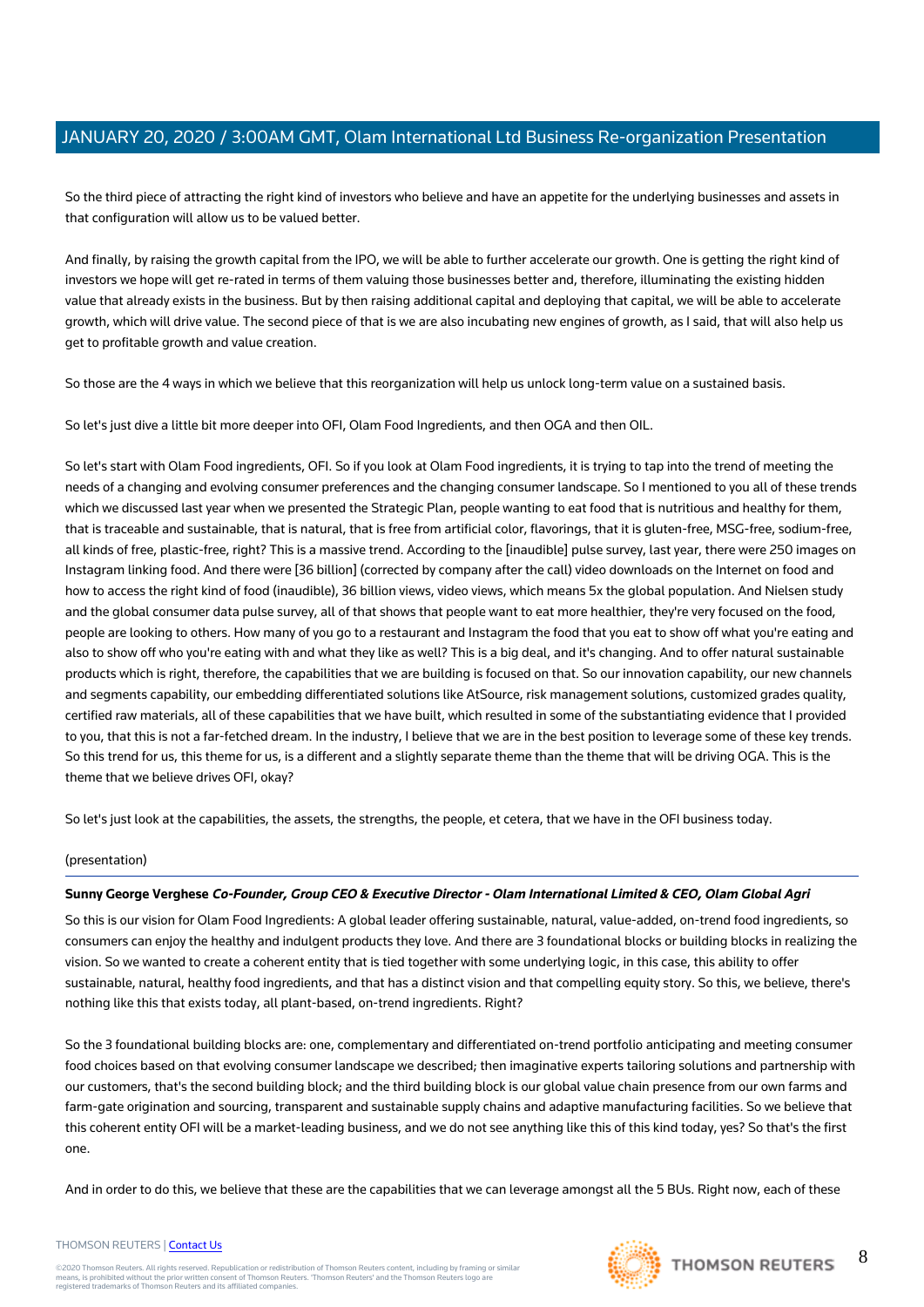So the third piece of attracting the right kind of investors who believe and have an appetite for the underlying businesses and assets in that configuration will allow us to be valued better.

And finally, by raising the growth capital from the IPO, we will be able to further accelerate our growth. One is getting the right kind of investors we hope will get re-rated in terms of them valuing those businesses better and, therefore, illuminating the existing hidden value that already exists in the business. But by then raising additional capital and deploying that capital, we will be able to accelerate growth, which will drive value. The second piece of that is we are also incubating new engines of growth, as I said, that will also help us get to profitable growth and value creation.

So those are the 4 ways in which we believe that this reorganization will help us unlock long-term value on a sustained basis.

So let's just dive a little bit more deeper into OFI, Olam Food Ingredients, and then OGA and then OIL.

So let's start with Olam Food ingredients, OFI. So if you look at Olam Food ingredients, it is trying to tap into the trend of meeting the needs of a changing and evolving consumer preferences and the changing consumer landscape. So I mentioned to you all of these trends which we discussed last year when we presented the Strategic Plan, people wanting to eat food that is nutritious and healthy for them, that is traceable and sustainable, that is natural, that is free from artificial color, flavorings, that it is gluten-free, MSG-free, sodium-free, all kinds of free, plastic-free, right? This is a massive trend. According to the [inaudible] pulse survey, last year, there were 250 images on Instagram linking food. And there were [36 billion] (corrected by company after the call) video downloads on the Internet on food and how to access the right kind of food (inaudible), 36 billion views, video views, which means 5x the global population. And Nielsen study and the global consumer data pulse survey, all of that shows that people want to eat more healthier, they're very focused on the food, people are looking to others. How many of you go to a restaurant and Instagram the food that you eat to show off what you're eating and also to show off who you're eating with and what they like as well? This is a big deal, and it's changing. And to offer natural sustainable products which is right, therefore, the capabilities that we are building is focused on that. So our innovation capability, our new channels and segments capability, our embedding differentiated solutions like AtSource, risk management solutions, customized grades quality, certified raw materials, all of these capabilities that we have built, which resulted in some of the substantiating evidence that I provided to you, that this is not a far-fetched dream. In the industry, I believe that we are in the best position to leverage some of these key trends. So this trend for us, this theme for us, is a different and a slightly separate theme than the theme that will be driving OGA. This is the theme that we believe drives OFI, okay?

So let's just look at the capabilities, the assets, the strengths, the people, et cetera, that we have in the OFI business today.

(presentation)

---

**Sunny George Verghese** ***Co-Founder, Group CEO & Executive Director - Olam International Limited & CEO, Olam Global Agri***

So this is our vision for Olam Food Ingredients: A global leader offering sustainable, natural, value-added, on-trend food ingredients, so consumers can enjoy the healthy and indulgent products they love. And there are 3 foundational blocks or building blocks in realizing the vision. So we wanted to create a coherent entity that is tied together with some underlying logic, in this case, this ability to offer sustainable, natural, healthy food ingredients, and that has a distinct vision and that compelling equity story. So this, we believe, there's nothing like this that exists today, all plant-based, on-trend ingredients. Right?

So the 3 foundational building blocks are: one, complementary and differentiated on-trend portfolio anticipating and meeting consumer food choices based on that evolving consumer landscape we described; then imaginative experts tailoring solutions and partnership with our customers, that's the second building block; and the third building block is our global value chain presence from our own farms and farm-gate origination and sourcing, transparent and sustainable supply chains and adaptive manufacturing facilities. So we believe that this coherent entity OFI will be a market-leading business, and we do not see anything like this of this kind today, yes? So that's the first one.

And in order to do this, we believe that these are the capabilities that we can leverage amongst all the 5 BUs. Right now, each of these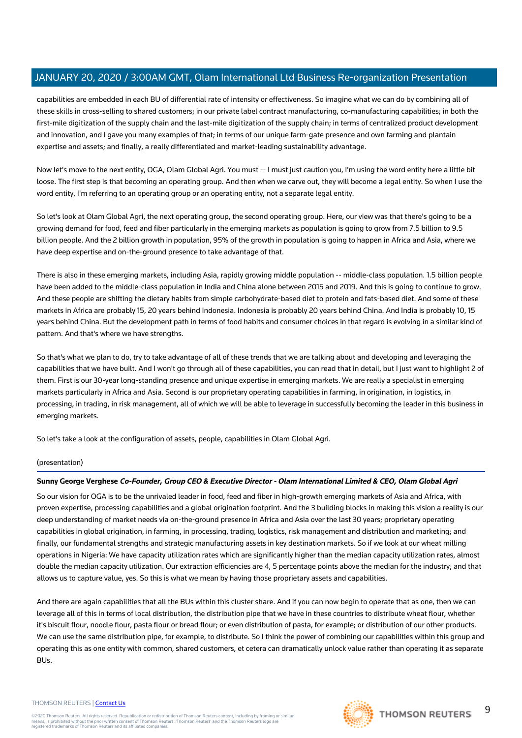capabilities are embedded in each BU of differential rate of intensity or effectiveness. So imagine what we can do by combining all of these skills in cross-selling to shared customers; in our private label contract manufacturing, co-manufacturing capabilities; in both the first-mile digitization of the supply chain and the last-mile digitization of the supply chain; in terms of centralized product development and innovation, and I gave you many examples of that; in terms of our unique farm-gate presence and own farming and plantain expertise and assets; and finally, a really differentiated and market-leading sustainability advantage.

Now let's move to the next entity, OGA, Olam Global Agri. You must -- I must just caution you, I'm using the word entity here a little bit loose. The first step is that becoming an operating group. And then when we carve out, they will become a legal entity. So when I use the word entity, I'm referring to an operating group or an operating entity, not a separate legal entity.

So let's look at Olam Global Agri, the next operating group, the second operating group. Here, our view was that there's going to be a growing demand for food, feed and fiber particularly in the emerging markets as population is going to grow from 7.5 billion to 9.5 billion people. And the 2 billion growth in population, 95% of the growth in population is going to happen in Africa and Asia, where we have deep expertise and on-the-ground presence to take advantage of that.

There is also in these emerging markets, including Asia, rapidly growing middle population -- middle-class population. 1.5 billion people have been added to the middle-class population in India and China alone between 2015 and 2019. And this is going to continue to grow. And these people are shifting the dietary habits from simple carbohydrate-based diet to protein and fats-based diet. And some of these markets in Africa are probably 15, 20 years behind Indonesia. Indonesia is probably 20 years behind China. And India is probably 10, 15 years behind China. But the development path in terms of food habits and consumer choices in that regard is evolving in a similar kind of pattern. And that's where we have strengths.

So that's what we plan to do, try to take advantage of all of these trends that we are talking about and developing and leveraging the capabilities that we have built. And I won't go through all of these capabilities, you can read that in detail, but I just want to highlight 2 of them. First is our 30-year long-standing presence and unique expertise in emerging markets. We are really a specialist in emerging markets particularly in Africa and Asia. Second is our proprietary operating capabilities in farming, in origination, in logistics, in processing, in trading, in risk management, all of which we will be able to leverage in successfully becoming the leader in this business in emerging markets.

So let's take a look at the configuration of assets, people, capabilities in Olam Global Agri.

(presentation)

**Sunny George Verghese** ***Co-Founder, Group CEO & Executive Director - Olam International Limited & CEO, Olam Global Agri***

So our vision for OGA is to be the unrivaled leader in food, feed and fiber in high-growth emerging markets of Asia and Africa, with proven expertise, processing capabilities and a global origination footprint. And the 3 building blocks in making this vision a reality is our deep understanding of market needs via on-the-ground presence in Africa and Asia over the last 30 years; proprietary operating capabilities in global origination, in farming, in processing, trading, logistics, risk management and distribution and marketing; and finally, our fundamental strengths and strategic manufacturing assets in key destination markets. So if we look at our wheat milling operations in Nigeria: We have capacity utilization rates which are significantly higher than the median capacity utilization rates, almost double the median capacity utilization. Our extraction efficiencies are 4, 5 percentage points above the median for the industry; and that allows us to capture value, yes. So this is what we mean by having those proprietary assets and capabilities.

And there are again capabilities that all the BUs within this cluster share. And if you can now begin to operate that as one, then we can leverage all of this in terms of local distribution, the distribution pipe that we have in these countries to distribute wheat flour, whether it's biscuit flour, noodle flour, pasta flour or bread flour; or even distribution of pasta, for example; or distribution of our other products. We can use the same distribution pipe, for example, to distribute. So I think the power of combining our capabilities within this group and operating this as one entity with common, shared customers, et cetera can dramatically unlock value rather than operating it as separate BUs.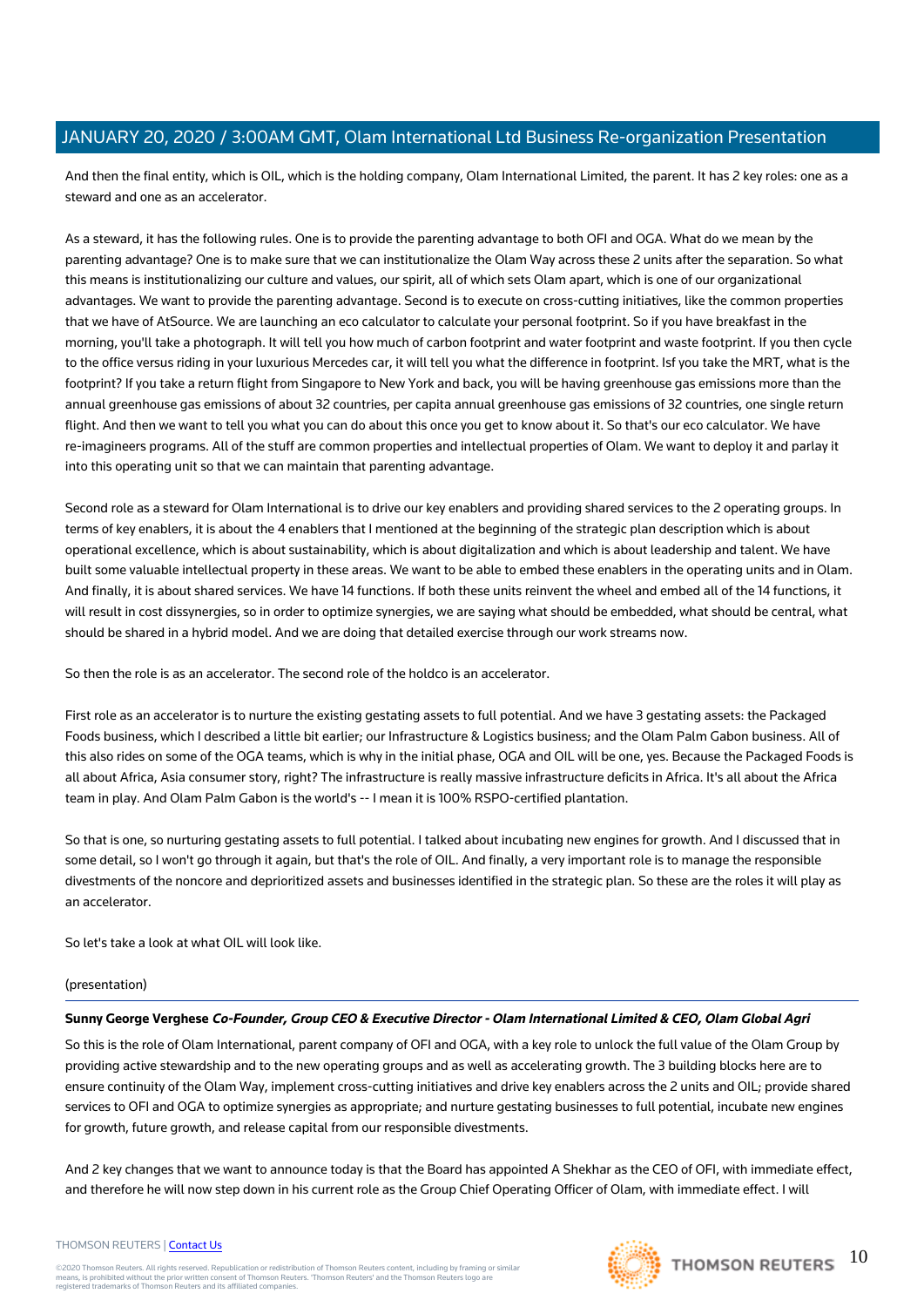And then the final entity, which is OIL, which is the holding company, Olam International Limited, the parent. It has 2 key roles: one as a steward and one as an accelerator.

As a steward, it has the following rules. One is to provide the parenting advantage to both OFI and OGA. What do we mean by the parenting advantage? One is to make sure that we can institutionalize the Olam Way across these 2 units after the separation. So what this means is institutionalizing our culture and values, our spirit, all of which sets Olam apart, which is one of our organizational advantages. We want to provide the parenting advantage. Second is to execute on cross-cutting initiatives, like the common properties that we have of AtSource. We are launching an eco calculator to calculate your personal footprint. So if you have breakfast in the morning, you'll take a photograph. It will tell you how much of carbon footprint and water footprint and waste footprint. If you then cycle to the office versus riding in your luxurious Mercedes car, it will tell you what the difference in footprint. Isf you take the MRT, what is the footprint? If you take a return flight from Singapore to New York and back, you will be having greenhouse gas emissions more than the annual greenhouse gas emissions of about 32 countries, per capita annual greenhouse gas emissions of 32 countries, one single return flight. And then we want to tell you what you can do about this once you get to know about it. So that's our eco calculator. We have re-imagineers programs. All of the stuff are common properties and intellectual properties of Olam. We want to deploy it and parlay it into this operating unit so that we can maintain that parenting advantage.

Second role as a steward for Olam International is to drive our key enablers and providing shared services to the 2 operating groups. In terms of key enablers, it is about the 4 enablers that I mentioned at the beginning of the strategic plan description which is about operational excellence, which is about sustainability, which is about digitalization and which is about leadership and talent. We have built some valuable intellectual property in these areas. We want to be able to embed these enablers in the operating units and in Olam. And finally, it is about shared services. We have 14 functions. If both these units reinvent the wheel and embed all of the 14 functions, it will result in cost dissynergies, so in order to optimize synergies, we are saying what should be embedded, what should be central, what should be shared in a hybrid model. And we are doing that detailed exercise through our work streams now.

So then the role is as an accelerator. The second role of the holdco is an accelerator.

First role as an accelerator is to nurture the existing gestating assets to full potential. And we have 3 gestating assets: the Packaged Foods business, which I described a little bit earlier; our Infrastructure & Logistics business; and the Olam Palm Gabon business. All of this also rides on some of the OGA teams, which is why in the initial phase, OGA and OIL will be one, yes. Because the Packaged Foods is all about Africa, Asia consumer story, right? The infrastructure is really massive infrastructure deficits in Africa. It's all about the Africa team in play. And Olam Palm Gabon is the world's -- I mean it is 100% RSPO-certified plantation.

So that is one, so nurturing gestating assets to full potential. I talked about incubating new engines for growth. And I discussed that in some detail, so I won't go through it again, but that's the role of OIL. And finally, a very important role is to manage the responsible divestments of the noncore and deprioritized assets and businesses identified in the strategic plan. So these are the roles it will play as an accelerator.

So let's take a look at what OIL will look like.

(presentation)

**Sunny George Verghese** ***Co-Founder, Group CEO & Executive Director - Olam International Limited & CEO, Olam Global Agri***

So this is the role of Olam International, parent company of OFI and OGA, with a key role to unlock the full value of the Olam Group by providing active stewardship and to the new operating groups and as well as accelerating growth. The 3 building blocks here are to ensure continuity of the Olam Way, implement cross-cutting initiatives and drive key enablers across the 2 units and OIL; provide shared services to OFI and OGA to optimize synergies as appropriate; and nurture gestating businesses to full potential, incubate new engines for growth, future growth, and release capital from our responsible divestments.

And 2 key changes that we want to announce today is that the Board has appointed A Shekhar as the CEO of OFI, with immediate effect, and therefore he will now step down in his current role as the Group Chief Operating Officer of Olam, with immediate effect. I will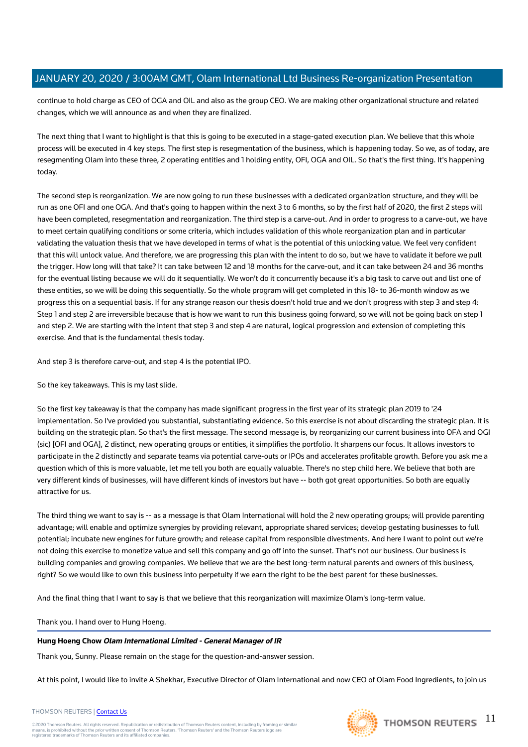continue to hold charge as CEO of OGA and OIL and also as the group CEO. We are making other organizational structure and related changes, which we will announce as and when they are finalized.

The next thing that I want to highlight is that this is going to be executed in a stage-gated execution plan. We believe that this whole process will be executed in 4 key steps. The first step is resegmentation of the business, which is happening today. So we, as of today, are resegmenting Olam into these three, 2 operating entities and 1 holding entity, OFI, OGA and OIL. So that's the first thing. It's happening today.

The second step is reorganization. We are now going to run these businesses with a dedicated organization structure, and they will be run as one OFI and one OGA. And that's going to happen within the next 3 to 6 months, so by the first half of 2020, the first 2 steps will have been completed, resegmentation and reorganization. The third step is a carve-out. And in order to progress to a carve-out, we have to meet certain qualifying conditions or some criteria, which includes validation of this whole reorganization plan and in particular validating the valuation thesis that we have developed in terms of what is the potential of this unlocking value. We feel very confident that this will unlock value. And therefore, we are progressing this plan with the intent to do so, but we have to validate it before we pull the trigger. How long will that take? It can take between 12 and 18 months for the carve-out, and it can take between 24 and 36 months for the eventual listing because we will do it sequentially. We won't do it concurrently because it's a big task to carve out and list one of these entities, so we will be doing this sequentially. So the whole program will get completed in this 18- to 36-month window as we progress this on a sequential basis. If for any strange reason our thesis doesn't hold true and we don't progress with step 3 and step 4: Step 1 and step 2 are irreversible because that is how we want to run this business going forward, so we will not be going back on step 1 and step 2. We are starting with the intent that step 3 and step 4 are natural, logical progression and extension of completing this exercise. And that is the fundamental thesis today.

And step 3 is therefore carve-out, and step 4 is the potential IPO.

So the key takeaways. This is my last slide.

So the first key takeaway is that the company has made significant progress in the first year of its strategic plan 2019 to '24 implementation. So I've provided you substantial, substantiating evidence. So this exercise is not about discarding the strategic plan. It is building on the strategic plan. So that's the first message. The second message is, by reorganizing our current business into OFA and OGI (sic) [OFI and OGA], 2 distinct, new operating groups or entities, it simplifies the portfolio. It sharpens our focus. It allows investors to participate in the 2 distinctly and separate teams via potential carve-outs or IPOs and accelerates profitable growth. Before you ask me a question which of this is more valuable, let me tell you both are equally valuable. There's no step child here. We believe that both are very different kinds of businesses, will have different kinds of investors but have -- both got great opportunities. So both are equally attractive for us.

The third thing we want to say is -- as a message is that Olam International will hold the 2 new operating groups; will provide parenting advantage; will enable and optimize synergies by providing relevant, appropriate shared services; develop gestating businesses to full potential; incubate new engines for future growth; and release capital from responsible divestments. And here I want to point out we're not doing this exercise to monetize value and sell this company and go off into the sunset. That's not our business. Our business is building companies and growing companies. We believe that we are the best long-term natural parents and owners of this business, right? So we would like to own this business into perpetuity if we earn the right to be the best parent for these businesses.

And the final thing that I want to say is that we believe that this reorganization will maximize Olam's long-term value.

Thank you. I hand over to Hung Hoeng.

---

**Hung Hoeng Chow** ***Olam International Limited - General Manager of IR***

Thank you, Sunny. Please remain on the stage for the question-and-answer session.

At this point, I would like to invite A Shekhar, Executive Director of Olam International and now CEO of Olam Food Ingredients, to join us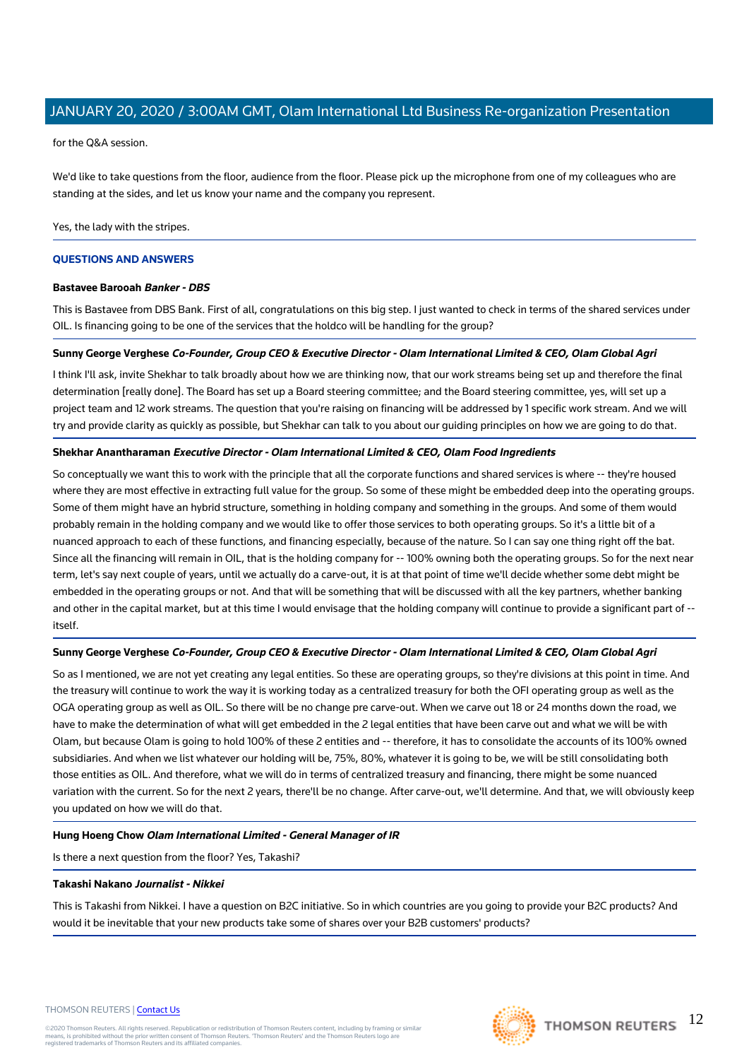for the Q&A session.

We'd like to take questions from the floor, audience from the floor. Please pick up the microphone from one of my colleagues who are standing at the sides, and let us know your name and the company you represent.

Yes, the lady with the stripes.

## QUESTIONS AND ANSWERS

**Bastavee Barooah** ***Banker - DBS***

This is Bastavee from DBS Bank. First of all, congratulations on this big step. I just wanted to check in terms of the shared services under OIL. Is financing going to be one of the services that the holdco will be handling for the group?

**Sunny George Verghese** ***Co-Founder, Group CEO & Executive Director - Olam International Limited & CEO, Olam Global Agri***

I think I'll ask, invite Shekhar to talk broadly about how we are thinking now, that our work streams being set up and therefore the final determination [really done]. The Board has set up a Board steering committee; and the Board steering committee, yes, will set up a project team and 12 work streams. The question that you're raising on financing will be addressed by 1 specific work stream. And we will try and provide clarity as quickly as possible, but Shekhar can talk to you about our guiding principles on how we are going to do that.

**Shekhar Anantharaman** ***Executive Director - Olam International Limited & CEO, Olam Food Ingredients***

So conceptually we want this to work with the principle that all the corporate functions and shared services is where -- they're housed where they are most effective in extracting full value for the group. So some of these might be embedded deep into the operating groups. Some of them might have an hybrid structure, something in holding company and something in the groups. And some of them would probably remain in the holding company and we would like to offer those services to both operating groups. So it's a little bit of a nuanced approach to each of these functions, and financing especially, because of the nature. So I can say one thing right off the bat. Since all the financing will remain in OIL, that is the holding company for -- 100% owning both the operating groups. So for the next near term, let's say next couple of years, until we actually do a carve-out, it is at that point of time we'll decide whether some debt might be embedded in the operating groups or not. And that will be something that will be discussed with all the key partners, whether banking and other in the capital market, but at this time I would envisage that the holding company will continue to provide a significant part of -- itself.

**Sunny George Verghese** ***Co-Founder, Group CEO & Executive Director - Olam International Limited & CEO, Olam Global Agri***

So as I mentioned, we are not yet creating any legal entities. So these are operating groups, so they're divisions at this point in time. And the treasury will continue to work the way it is working today as a centralized treasury for both the OFI operating group as well as the OGA operating group as well as OIL. So there will be no change pre carve-out. When we carve out 18 or 24 months down the road, we have to make the determination of what will get embedded in the 2 legal entities that have been carve out and what we will be with Olam, but because Olam is going to hold 100% of these 2 entities and -- therefore, it has to consolidate the accounts of its 100% owned subsidiaries. And when we list whatever our holding will be, 75%, 80%, whatever it is going to be, we will be still consolidating both those entities as OIL. And therefore, what we will do in terms of centralized treasury and financing, there might be some nuanced variation with the current. So for the next 2 years, there'll be no change. After carve-out, we'll determine. And that, we will obviously keep you updated on how we will do that.

**Hung Hoeng Chow** ***Olam International Limited - General Manager of IR***

Is there a next question from the floor? Yes, Takashi?

**Takashi Nakano** ***Journalist - Nikkei***

This is Takashi from Nikkei. I have a question on B2C initiative. So in which countries are you going to provide your B2C products? And would it be inevitable that your new products take some of shares over your B2B customers' products?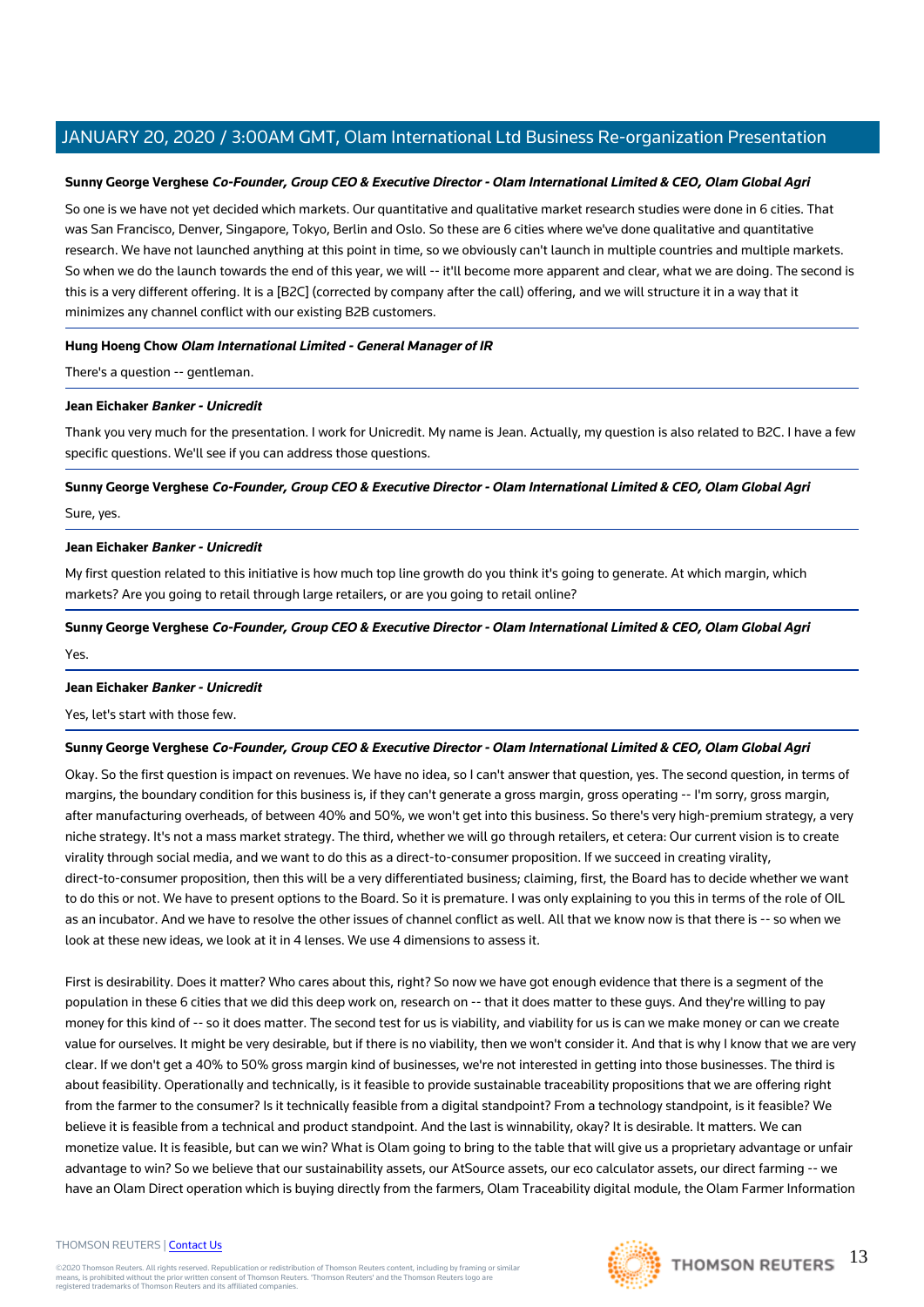**Sunny George Verghese** ***Co-Founder, Group CEO & Executive Director - Olam International Limited & CEO, Olam Global Agri***

So one is we have not yet decided which markets. Our quantitative and qualitative market research studies were done in 6 cities. That was San Francisco, Denver, Singapore, Tokyo, Berlin and Oslo. So these are 6 cities where we've done qualitative and quantitative research. We have not launched anything at this point in time, so we obviously can't launch in multiple countries and multiple markets. So when we do the launch towards the end of this year, we will -- it'll become more apparent and clear, what we are doing. The second is this is a very different offering. It is a [B2C] (corrected by company after the call) offering, and we will structure it in a way that it minimizes any channel conflict with our existing B2B customers.

**Hung Hoeng Chow** ***Olam International Limited - General Manager of IR***

There's a question -- gentleman.

**Jean Eichaker** ***Banker - Unicredit***

Thank you very much for the presentation. I work for Unicredit. My name is Jean. Actually, my question is also related to B2C. I have a few specific questions. We'll see if you can address those questions.

**Sunny George Verghese** ***Co-Founder, Group CEO & Executive Director - Olam International Limited & CEO, Olam Global Agri***

Sure, yes.

**Jean Eichaker** ***Banker - Unicredit***

My first question related to this initiative is how much top line growth do you think it's going to generate. At which margin, which markets? Are you going to retail through large retailers, or are you going to retail online?

**Sunny George Verghese** ***Co-Founder, Group CEO & Executive Director - Olam International Limited & CEO, Olam Global Agri***

Yes.

**Jean Eichaker** ***Banker - Unicredit***

Yes, let's start with those few.

**Sunny George Verghese** ***Co-Founder, Group CEO & Executive Director - Olam International Limited & CEO, Olam Global Agri***

Okay. So the first question is impact on revenues. We have no idea, so I can't answer that question, yes. The second question, in terms of margins, the boundary condition for this business is, if they can't generate a gross margin, gross operating -- I'm sorry, gross margin, after manufacturing overheads, of between 40% and 50%, we won't get into this business. So there's very high-premium strategy, a very niche strategy. It's not a mass market strategy. The third, whether we will go through retailers, et cetera: Our current vision is to create virality through social media, and we want to do this as a direct-to-consumer proposition. If we succeed in creating virality, direct-to-consumer proposition, then this will be a very differentiated business; claiming, first, the Board has to decide whether we want to do this or not. We have to present options to the Board. So it is premature. I was only explaining to you this in terms of the role of OIL as an incubator. And we have to resolve the other issues of channel conflict as well. All that we know now is that there is -- so when we look at these new ideas, we look at it in 4 lenses. We use 4 dimensions to assess it.

First is desirability. Does it matter? Who cares about this, right? So now we have got enough evidence that there is a segment of the population in these 6 cities that we did this deep work on, research on -- that it does matter to these guys. And they're willing to pay money for this kind of -- so it does matter. The second test for us is viability, and viability for us is can we make money or can we create value for ourselves. It might be very desirable, but if there is no viability, then we won't consider it. And that is why I know that we are very clear. If we don't get a 40% to 50% gross margin kind of businesses, we're not interested in getting into those businesses. The third is about feasibility. Operationally and technically, is it feasible to provide sustainable traceability propositions that we are offering right from the farmer to the consumer? Is it technically feasible from a digital standpoint? From a technology standpoint, is it feasible? We believe it is feasible from a technical and product standpoint. And the last is winnability, okay? It is desirable. It matters. We can monetize value. It is feasible, but can we win? What is Olam going to bring to the table that will give us a proprietary advantage or unfair advantage to win? So we believe that our sustainability assets, our AtSource assets, our eco calculator assets, our direct farming -- we have an Olam Direct operation which is buying directly from the farmers, Olam Traceability digital module, the Olam Farmer Information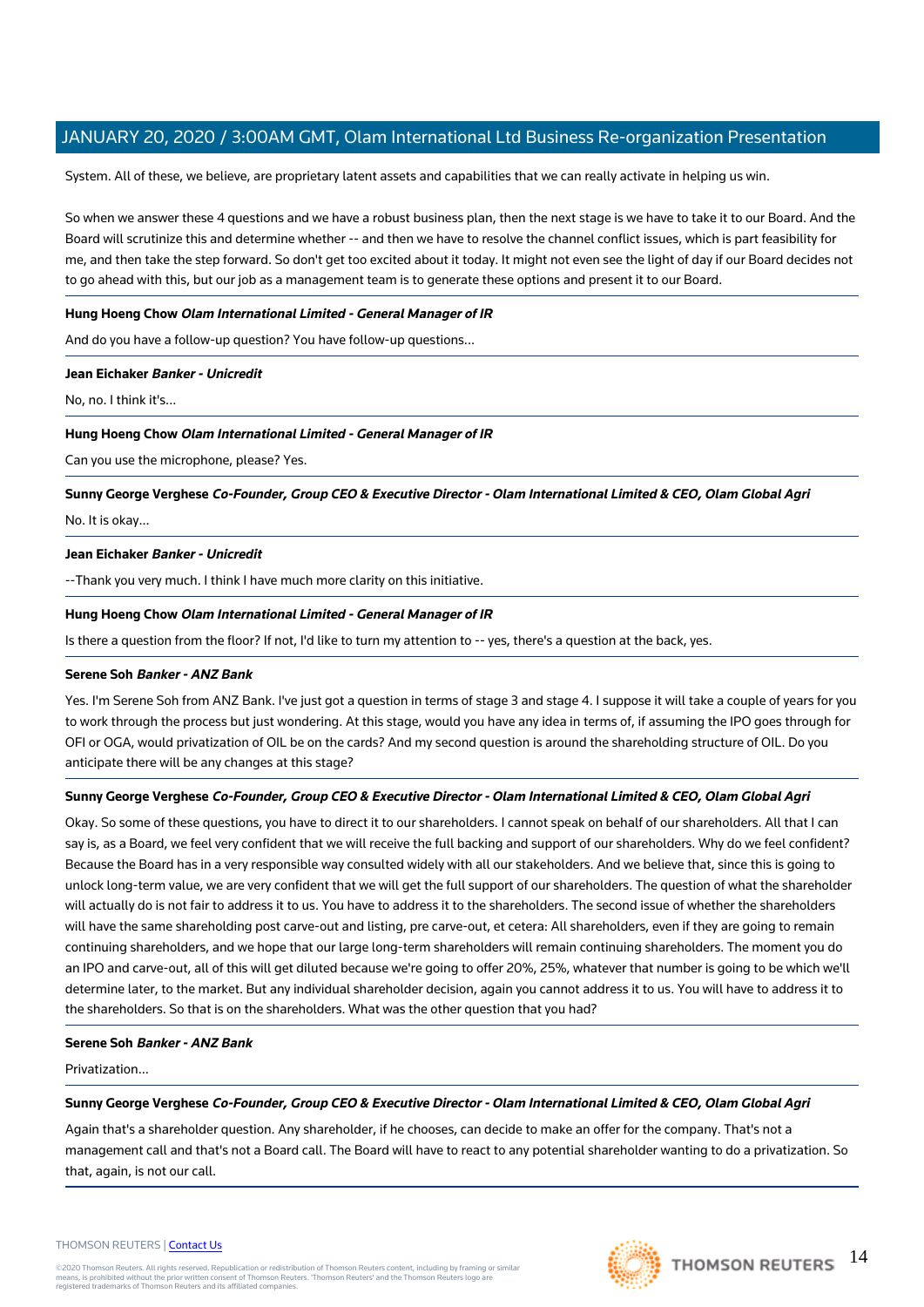System. All of these, we believe, are proprietary latent assets and capabilities that we can really activate in helping us win.

So when we answer these 4 questions and we have a robust business plan, then the next stage is we have to take it to our Board. And the Board will scrutinize this and determine whether -- and then we have to resolve the channel conflict issues, which is part feasibility for me, and then take the step forward. So don't get too excited about it today. It might not even see the light of day if our Board decides not to go ahead with this, but our job as a management team is to generate these options and present it to our Board.

**Hung Hoeng Chow** ***Olam International Limited - General Manager of IR***

And do you have a follow-up question? You have follow-up questions...

**Jean Eichaker** ***Banker - Unicredit***

No, no. I think it's...

**Hung Hoeng Chow** ***Olam International Limited - General Manager of IR***

Can you use the microphone, please? Yes.

**Sunny George Verghese** ***Co-Founder, Group CEO & Executive Director - Olam International Limited & CEO, Olam Global Agri***

No. It is okay...

**Jean Eichaker** ***Banker - Unicredit***

--Thank you very much. I think I have much more clarity on this initiative.

**Hung Hoeng Chow** ***Olam International Limited - General Manager of IR***

Is there a question from the floor? If not, I'd like to turn my attention to -- yes, there's a question at the back, yes.

**Serene Soh** ***Banker - ANZ Bank***

Yes. I'm Serene Soh from ANZ Bank. I've just got a question in terms of stage 3 and stage 4. I suppose it will take a couple of years for you to work through the process but just wondering. At this stage, would you have any idea in terms of, if assuming the IPO goes through for OFI or OGA, would privatization of OIL be on the cards? And my second question is around the shareholding structure of OIL. Do you anticipate there will be any changes at this stage?

**Sunny George Verghese** ***Co-Founder, Group CEO & Executive Director - Olam International Limited & CEO, Olam Global Agri***

Okay. So some of these questions, you have to direct it to our shareholders. I cannot speak on behalf of our shareholders. All that I can say is, as a Board, we feel very confident that we will receive the full backing and support of our shareholders. Why do we feel confident? Because the Board has in a very responsible way consulted widely with all our stakeholders. And we believe that, since this is going to unlock long-term value, we are very confident that we will get the full support of our shareholders. The question of what the shareholder will actually do is not fair to address it to us. You have to address it to the shareholders. The second issue of whether the shareholders will have the same shareholding post carve-out and listing, pre carve-out, et cetera: All shareholders, even if they are going to remain continuing shareholders, and we hope that our large long-term shareholders will remain continuing shareholders. The moment you do an IPO and carve-out, all of this will get diluted because we're going to offer 20%, 25%, whatever that number is going to be which we'll determine later, to the market. But any individual shareholder decision, again you cannot address it to us. You will have to address it to the shareholders. So that is on the shareholders. What was the other question that you had?

**Serene Soh** ***Banker - ANZ Bank***

Privatization...

**Sunny George Verghese** ***Co-Founder, Group CEO & Executive Director - Olam International Limited & CEO, Olam Global Agri***

Again that's a shareholder question. Any shareholder, if he chooses, can decide to make an offer for the company. That's not a management call and that's not a Board call. The Board will have to react to any potential shareholder wanting to do a privatization. So that, again, is not our call.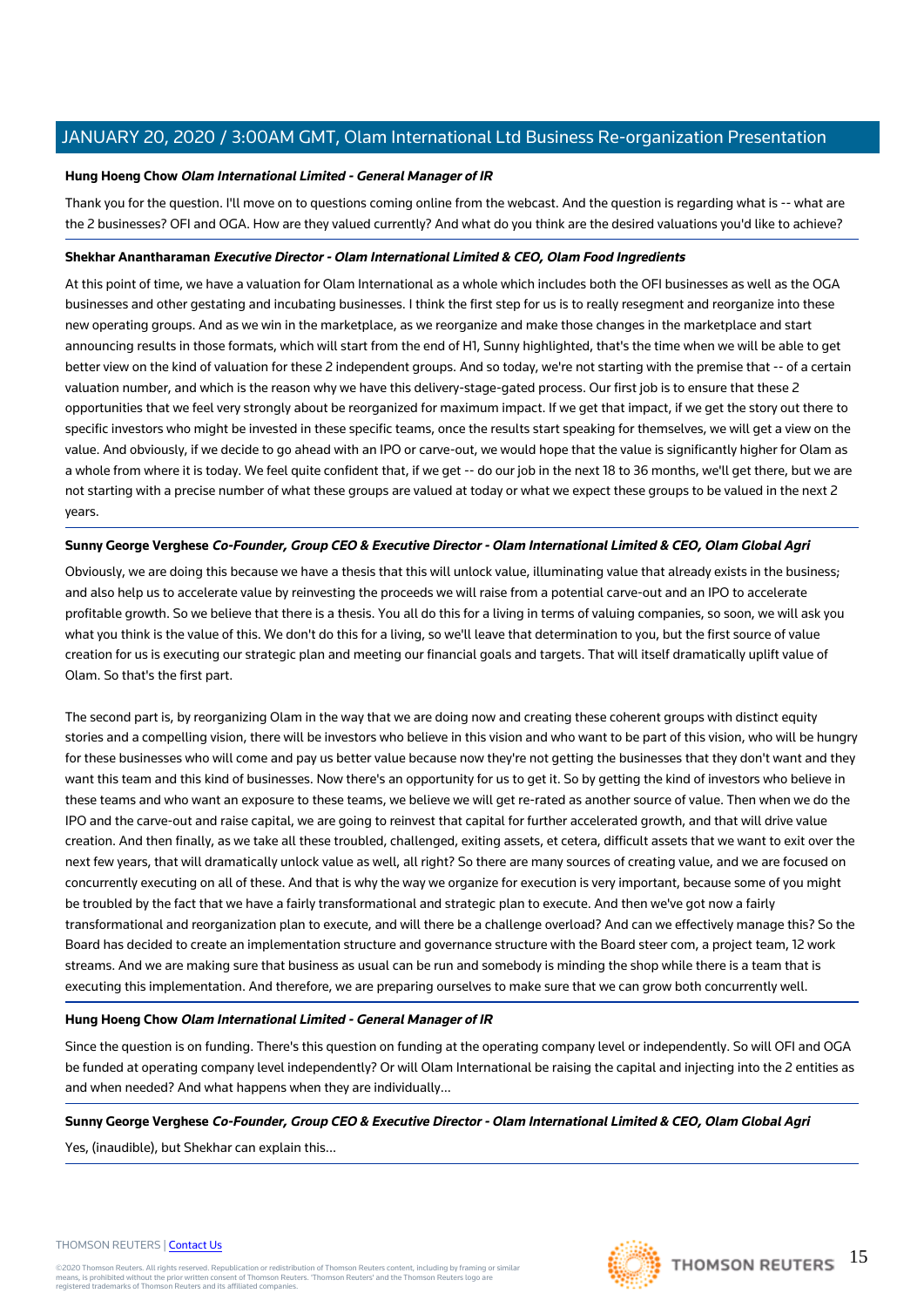**Hung Hoeng Chow** ***Olam International Limited - General Manager of IR***

Thank you for the question. I'll move on to questions coming online from the webcast. And the question is regarding what is -- what are the 2 businesses? OFI and OGA. How are they valued currently? And what do you think are the desired valuations you'd like to achieve?

**Shekhar Anantharaman** ***Executive Director - Olam International Limited & CEO, Olam Food Ingredients***

At this point of time, we have a valuation for Olam International as a whole which includes both the OFI businesses as well as the OGA businesses and other gestating and incubating businesses. I think the first step for us is to really resegment and reorganize into these new operating groups. And as we win in the marketplace, as we reorganize and make those changes in the marketplace and start announcing results in those formats, which will start from the end of H1, Sunny highlighted, that's the time when we will be able to get better view on the kind of valuation for these 2 independent groups. And so today, we're not starting with the premise that -- of a certain valuation number, and which is the reason why we have this delivery-stage-gated process. Our first job is to ensure that these 2 opportunities that we feel very strongly about be reorganized for maximum impact. If we get that impact, if we get the story out there to specific investors who might be invested in these specific teams, once the results start speaking for themselves, we will get a view on the value. And obviously, if we decide to go ahead with an IPO or carve-out, we would hope that the value is significantly higher for Olam as a whole from where it is today. We feel quite confident that, if we get -- do our job in the next 18 to 36 months, we'll get there, but we are not starting with a precise number of what these groups are valued at today or what we expect these groups to be valued in the next 2 years.

**Sunny George Verghese** ***Co-Founder, Group CEO & Executive Director - Olam International Limited & CEO, Olam Global Agri***

Obviously, we are doing this because we have a thesis that this will unlock value, illuminating value that already exists in the business; and also help us to accelerate value by reinvesting the proceeds we will raise from a potential carve-out and an IPO to accelerate profitable growth. So we believe that there is a thesis. You all do this for a living in terms of valuing companies, so soon, we will ask you what you think is the value of this. We don't do this for a living, so we'll leave that determination to you, but the first source of value creation for us is executing our strategic plan and meeting our financial goals and targets. That will itself dramatically uplift value of Olam. So that's the first part.

The second part is, by reorganizing Olam in the way that we are doing now and creating these coherent groups with distinct equity stories and a compelling vision, there will be investors who believe in this vision and who want to be part of this vision, who will be hungry for these businesses who will come and pay us better value because now they're not getting the businesses that they don't want and they want this team and this kind of businesses. Now there's an opportunity for us to get it. So by getting the kind of investors who believe in these teams and who want an exposure to these teams, we believe we will get re-rated as another source of value. Then when we do the IPO and the carve-out and raise capital, we are going to reinvest that capital for further accelerated growth, and that will drive value creation. And then finally, as we take all these troubled, challenged, exiting assets, et cetera, difficult assets that we want to exit over the next few years, that will dramatically unlock value as well, all right? So there are many sources of creating value, and we are focused on concurrently executing on all of these. And that is why the way we organize for execution is very important, because some of you might be troubled by the fact that we have a fairly transformational and strategic plan to execute. And then we've got now a fairly transformational and reorganization plan to execute, and will there be a challenge overload? And can we effectively manage this? So the Board has decided to create an implementation structure and governance structure with the Board steer com, a project team, 12 work streams. And we are making sure that business as usual can be run and somebody is minding the shop while there is a team that is executing this implementation. And therefore, we are preparing ourselves to make sure that we can grow both concurrently well.

**Hung Hoeng Chow** ***Olam International Limited - General Manager of IR***

Since the question is on funding. There's this question on funding at the operating company level or independently. So will OFI and OGA be funded at operating company level independently? Or will Olam International be raising the capital and injecting into the 2 entities as and when needed? And what happens when they are individually...

**Sunny George Verghese** ***Co-Founder, Group CEO & Executive Director - Olam International Limited & CEO, Olam Global Agri***

Yes, (inaudible), but Shekhar can explain this...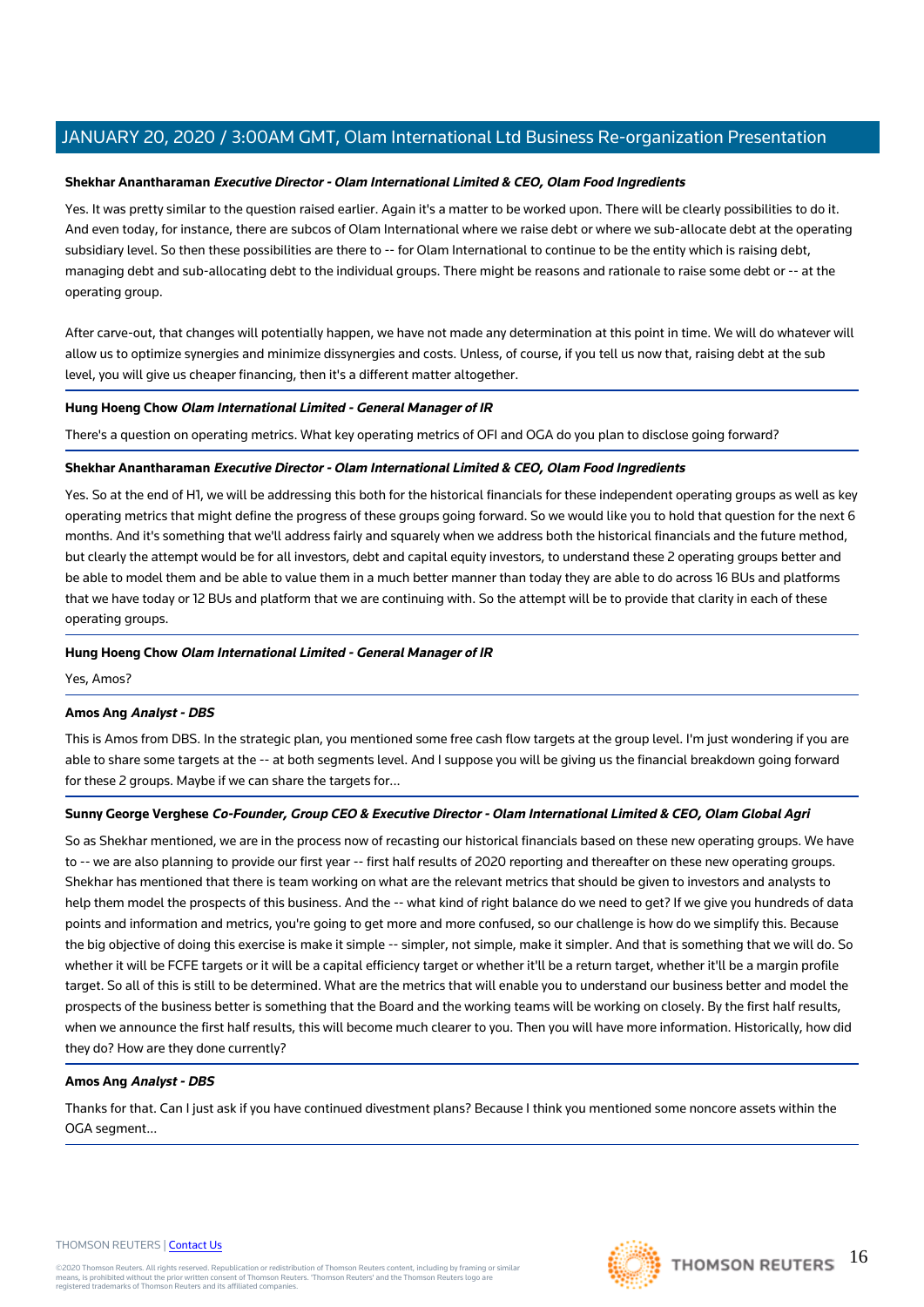**Shekhar Anantharaman** ***Executive Director - Olam International Limited & CEO, Olam Food Ingredients***

Yes. It was pretty similar to the question raised earlier. Again it's a matter to be worked upon. There will be clearly possibilities to do it. And even today, for instance, there are subcos of Olam International where we raise debt or where we sub-allocate debt at the operating subsidiary level. So then these possibilities are there to -- for Olam International to continue to be the entity which is raising debt, managing debt and sub-allocating debt to the individual groups. There might be reasons and rationale to raise some debt or -- at the operating group.

After carve-out, that changes will potentially happen, we have not made any determination at this point in time. We will do whatever will allow us to optimize synergies and minimize dissynergies and costs. Unless, of course, if you tell us now that, raising debt at the sub level, you will give us cheaper financing, then it's a different matter altogether.

**Hung Hoeng Chow** ***Olam International Limited - General Manager of IR***

There's a question on operating metrics. What key operating metrics of OFI and OGA do you plan to disclose going forward?

**Shekhar Anantharaman** ***Executive Director - Olam International Limited & CEO, Olam Food Ingredients***

Yes. So at the end of H1, we will be addressing this both for the historical financials for these independent operating groups as well as key operating metrics that might define the progress of these groups going forward. So we would like you to hold that question for the next 6 months. And it's something that we'll address fairly and squarely when we address both the historical financials and the future method, but clearly the attempt would be for all investors, debt and capital equity investors, to understand these 2 operating groups better and be able to model them and be able to value them in a much better manner than today they are able to do across 16 BUs and platforms that we have today or 12 BUs and platform that we are continuing with. So the attempt will be to provide that clarity in each of these operating groups.

**Hung Hoeng Chow** ***Olam International Limited - General Manager of IR***

Yes, Amos?

**Amos Ang** ***Analyst - DBS***

This is Amos from DBS. In the strategic plan, you mentioned some free cash flow targets at the group level. I'm just wondering if you are able to share some targets at the -- at both segments level. And I suppose you will be giving us the financial breakdown going forward for these 2 groups. Maybe if we can share the targets for...

**Sunny George Verghese** ***Co-Founder, Group CEO & Executive Director - Olam International Limited & CEO, Olam Global Agri***

So as Shekhar mentioned, we are in the process now of recasting our historical financials based on these new operating groups. We have to -- we are also planning to provide our first year -- first half results of 2020 reporting and thereafter on these new operating groups. Shekhar has mentioned that there is team working on what are the relevant metrics that should be given to investors and analysts to help them model the prospects of this business. And the -- what kind of right balance do we need to get? If we give you hundreds of data points and information and metrics, you're going to get more and more confused, so our challenge is how do we simplify this. Because the big objective of doing this exercise is make it simple -- simpler, not simple, make it simpler. And that is something that we will do. So whether it will be FCFE targets or it will be a capital efficiency target or whether it'll be a return target, whether it'll be a margin profile target. So all of this is still to be determined. What are the metrics that will enable you to understand our business better and model the prospects of the business better is something that the Board and the working teams will be working on closely. By the first half results, when we announce the first half results, this will become much clearer to you. Then you will have more information. Historically, how did they do? How are they done currently?

**Amos Ang** ***Analyst - DBS***

Thanks for that. Can I just ask if you have continued divestment plans? Because I think you mentioned some noncore assets within the OGA segment...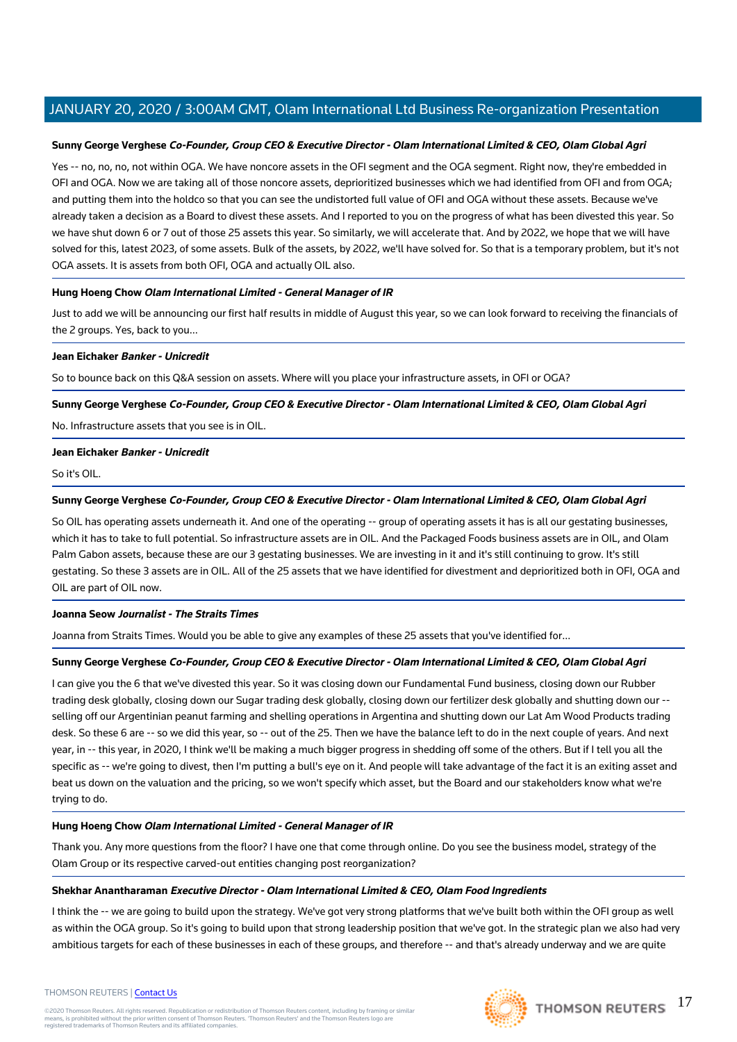**Sunny George Verghese** ***Co-Founder, Group CEO & Executive Director - Olam International Limited & CEO, Olam Global Agri***

Yes -- no, no, no, not within OGA. We have noncore assets in the OFI segment and the OGA segment. Right now, they're embedded in OFI and OGA. Now we are taking all of those noncore assets, deprioritized businesses which we had identified from OFI and from OGA; and putting them into the holdco so that you can see the undistorted full value of OFI and OGA without these assets. Because we've already taken a decision as a Board to divest these assets. And I reported to you on the progress of what has been divested this year. So we have shut down 6 or 7 out of those 25 assets this year. So similarly, we will accelerate that. And by 2022, we hope that we will have solved for this, latest 2023, of some assets. Bulk of the assets, by 2022, we'll have solved for. So that is a temporary problem, but it's not OGA assets. It is assets from both OFI, OGA and actually OIL also.

**Hung Hoeng Chow** ***Olam International Limited - General Manager of IR***

Just to add we will be announcing our first half results in middle of August this year, so we can look forward to receiving the financials of the 2 groups. Yes, back to you...

**Jean Eichaker** ***Banker - Unicredit***

So to bounce back on this Q&A session on assets. Where will you place your infrastructure assets, in OFI or OGA?

**Sunny George Verghese** ***Co-Founder, Group CEO & Executive Director - Olam International Limited & CEO, Olam Global Agri***

No. Infrastructure assets that you see is in OIL.

**Jean Eichaker** ***Banker - Unicredit***

So it's OIL.

**Sunny George Verghese** ***Co-Founder, Group CEO & Executive Director - Olam International Limited & CEO, Olam Global Agri***

So OIL has operating assets underneath it. And one of the operating -- group of operating assets it has is all our gestating businesses, which it has to take to full potential. So infrastructure assets are in OIL. And the Packaged Foods business assets are in OIL, and Olam Palm Gabon assets, because these are our 3 gestating businesses. We are investing in it and it's still continuing to grow. It's still gestating. So these 3 assets are in OIL. All of the 25 assets that we have identified for divestment and deprioritized both in OFI, OGA and OIL are part of OIL now.

**Joanna Seow** ***Journalist - The Straits Times***

Joanna from Straits Times. Would you be able to give any examples of these 25 assets that you've identified for...

**Sunny George Verghese** ***Co-Founder, Group CEO & Executive Director - Olam International Limited & CEO, Olam Global Agri***

I can give you the 6 that we've divested this year. So it was closing down our Fundamental Fund business, closing down our Rubber trading desk globally, closing down our Sugar trading desk globally, closing down our fertilizer desk globally and shutting down our -- selling off our Argentinian peanut farming and shelling operations in Argentina and shutting down our Lat Am Wood Products trading desk. So these 6 are -- so we did this year, so -- out of the 25. Then we have the balance left to do in the next couple of years. And next year, in -- this year, in 2020, I think we'll be making a much bigger progress in shedding off some of the others. But if I tell you all the specific as -- we're going to divest, then I'm putting a bull's eye on it. And people will take advantage of the fact it is an exiting asset and beat us down on the valuation and the pricing, so we won't specify which asset, but the Board and our stakeholders know what we're trying to do.

**Hung Hoeng Chow** ***Olam International Limited - General Manager of IR***

Thank you. Any more questions from the floor? I have one that come through online. Do you see the business model, strategy of the Olam Group or its respective carved-out entities changing post reorganization?

**Shekhar Anantharaman** ***Executive Director - Olam International Limited & CEO, Olam Food Ingredients***

I think the -- we are going to build upon the strategy. We've got very strong platforms that we've built both within the OFI group as well as within the OGA group. So it's going to build upon that strong leadership position that we've got. In the strategic plan we also had very ambitious targets for each of these businesses in each of these groups, and therefore -- and that's already underway and we are quite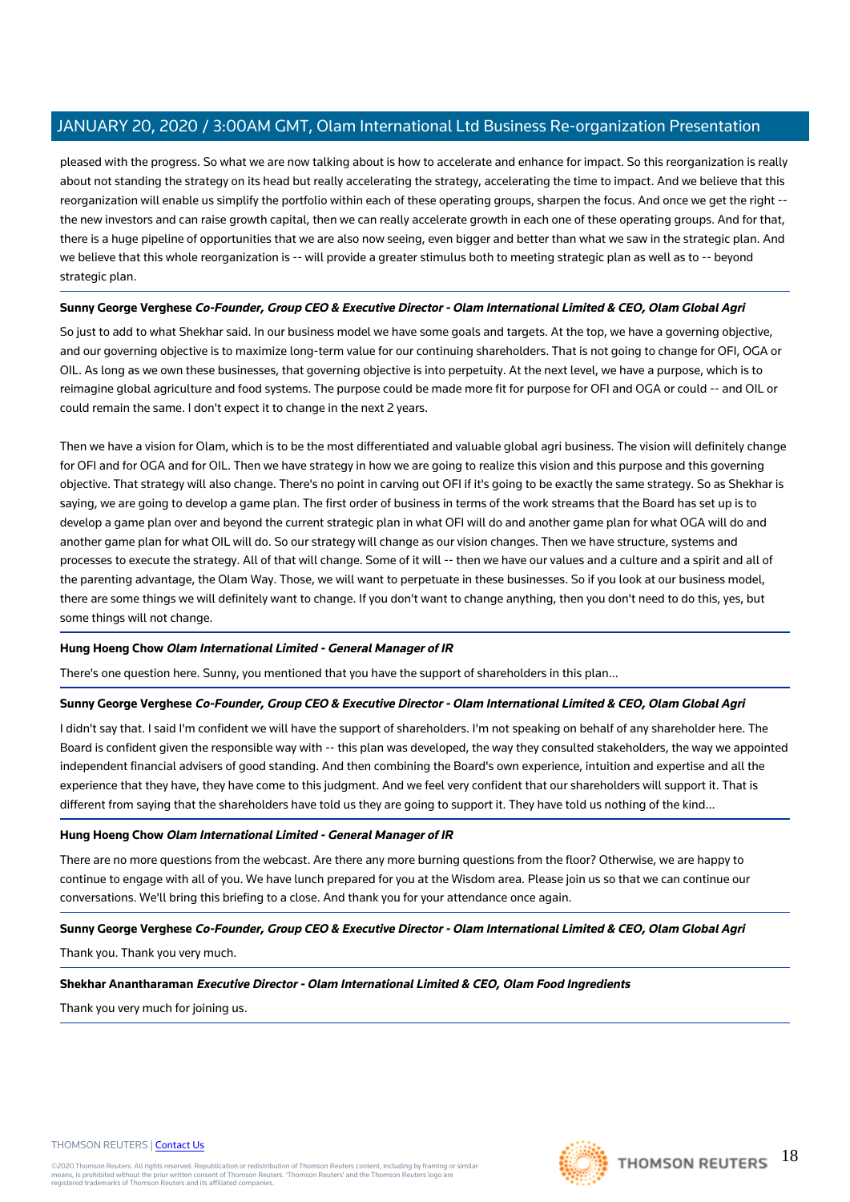pleased with the progress. So what we are now talking about is how to accelerate and enhance for impact. So this reorganization is really about not standing the strategy on its head but really accelerating the strategy, accelerating the time to impact. And we believe that this reorganization will enable us simplify the portfolio within each of these operating groups, sharpen the focus. And once we get the right -- the new investors and can raise growth capital, then we can really accelerate growth in each one of these operating groups. And for that, there is a huge pipeline of opportunities that we are also now seeing, even bigger and better than what we saw in the strategic plan. And we believe that this whole reorganization is -- will provide a greater stimulus both to meeting strategic plan as well as to -- beyond strategic plan.

---

**Sunny George Verghese** ***Co-Founder, Group CEO & Executive Director - Olam International Limited & CEO, Olam Global Agri***

So just to add to what Shekhar said. In our business model we have some goals and targets. At the top, we have a governing objective, and our governing objective is to maximize long-term value for our continuing shareholders. That is not going to change for OFI, OGA or OIL. As long as we own these businesses, that governing objective is into perpetuity. At the next level, we have a purpose, which is to reimagine global agriculture and food systems. The purpose could be made more fit for purpose for OFI and OGA or could -- and OIL or could remain the same. I don't expect it to change in the next 2 years.

Then we have a vision for Olam, which is to be the most differentiated and valuable global agri business. The vision will definitely change for OFI and for OGA and for OIL. Then we have strategy in how we are going to realize this vision and this purpose and this governing objective. That strategy will also change. There's no point in carving out OFI if it's going to be exactly the same strategy. So as Shekhar is saying, we are going to develop a game plan. The first order of business in terms of the work streams that the Board has set up is to develop a game plan over and beyond the current strategic plan in what OFI will do and another game plan for what OGA will do and another game plan for what OIL will do. So our strategy will change as our vision changes. Then we have structure, systems and processes to execute the strategy. All of that will change. Some of it will -- then we have our values and a culture and a spirit and all of the parenting advantage, the Olam Way. Those, we will want to perpetuate in these businesses. So if you look at our business model, there are some things we will definitely want to change. If you don't want to change anything, then you don't need to do this, yes, but some things will not change.

---

**Hung Hoeng Chow** ***Olam International Limited - General Manager of IR***

There's one question here. Sunny, you mentioned that you have the support of shareholders in this plan...

---

**Sunny George Verghese** ***Co-Founder, Group CEO & Executive Director - Olam International Limited & CEO, Olam Global Agri***

I didn't say that. I said I'm confident we will have the support of shareholders. I'm not speaking on behalf of any shareholder here. The Board is confident given the responsible way with -- this plan was developed, the way they consulted stakeholders, the way we appointed independent financial advisers of good standing. And then combining the Board's own experience, intuition and expertise and all the experience that they have, they have come to this judgment. And we feel very confident that our shareholders will support it. That is different from saying that the shareholders have told us they are going to support it. They have told us nothing of the kind...

---

**Hung Hoeng Chow** ***Olam International Limited - General Manager of IR***

There are no more questions from the webcast. Are there any more burning questions from the floor? Otherwise, we are happy to continue to engage with all of you. We have lunch prepared for you at the Wisdom area. Please join us so that we can continue our conversations. We'll bring this briefing to a close. And thank you for your attendance once again.

---

**Sunny George Verghese** ***Co-Founder, Group CEO & Executive Director - Olam International Limited & CEO, Olam Global Agri***

Thank you. Thank you very much.

---

**Shekhar Anantharaman** ***Executive Director - Olam International Limited & CEO, Olam Food Ingredients***

Thank you very much for joining us.

---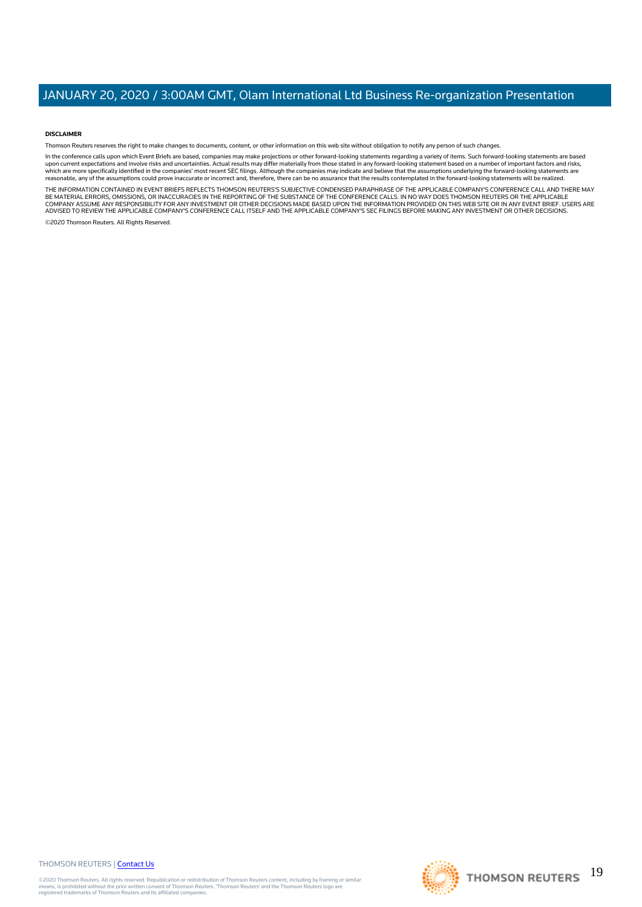**DISCLAIMER**

Thomson Reuters reserves the right to make changes to documents, content, or other information on this web site without obligation to notify any person of such changes.

In the conference calls upon which Event Briefs are based, companies may make projections or other forward-looking statements regarding a variety of items. Such forward-looking statements are based upon current expectations and involve risks and uncertainties. Actual results may differ materially from those stated in any forward-looking statement based on a number of important factors and risks, which are more specifically identified in the companies' most recent SEC filings. Although the companies may indicate and believe that the assumptions underlying the forward-looking statements are reasonable, any of the assumptions could prove inaccurate or incorrect and, therefore, there can be no assurance that the results contemplated in the forward-looking statements will be realized.

THE INFORMATION CONTAINED IN EVENT BRIEFS REFLECTS THOMSON REUTERS'S SUBJECTIVE CONDENSED PARAPHRASE OF THE APPLICABLE COMPANY'S CONFERENCE CALL AND THERE MAY BE MATERIAL ERRORS, OMISSIONS, OR INACCURACIES IN THE REPORTING OF THE SUBSTANCE OF THE CONFERENCE CALLS. IN NO WAY DOES THOMSON REUTERS OR THE APPLICABLE COMPANY ASSUME ANY RESPONSIBILITY FOR ANY INVESTMENT OR OTHER DECISIONS MADE BASED UPON THE INFORMATION PROVIDED ON THIS WEB SITE OR IN ANY EVENT BRIEF. USERS ARE ADVISED TO REVIEW THE APPLICABLE COMPANY'S CONFERENCE CALL ITSELF AND THE APPLICABLE COMPANY'S SEC FILINGS BEFORE MAKING ANY INVESTMENT OR OTHER DECISIONS.

©2020 Thomson Reuters. All Rights Reserved.